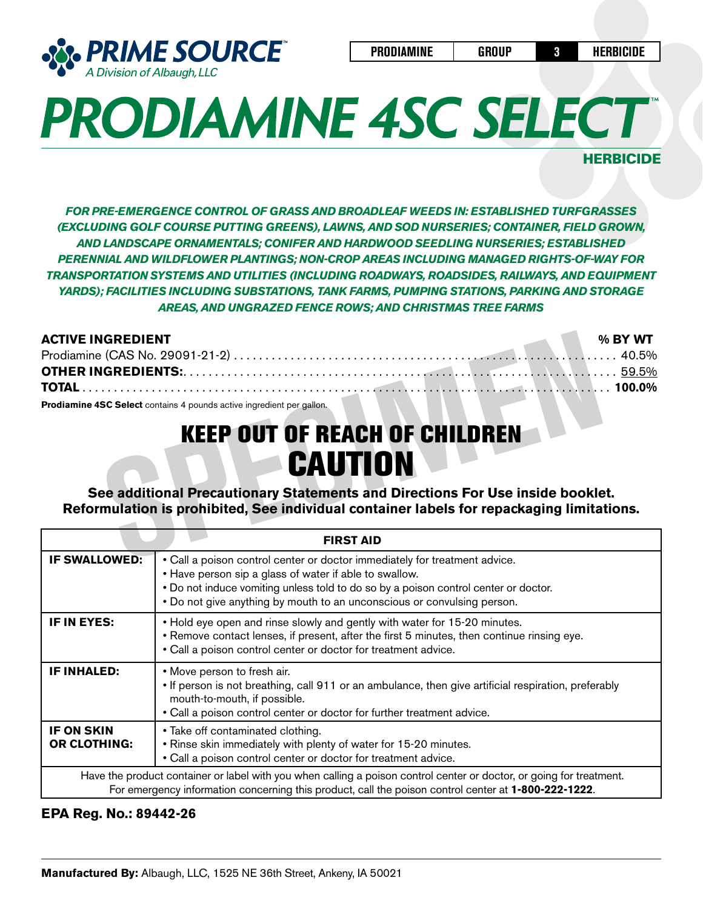**PRIME SOURCE**™
*A Division of Albaugh, LLC*

| PRODIAMINE | GROUP | 3 | HERBICIDE |
|---|---|---|---|

# *PRODIAMINE 4SC SELECT*™

**HERBICIDE**

***FOR PRE-EMERGENCE CONTROL OF GRASS AND BROADLEAF WEEDS IN: ESTABLISHED TURFGRASSES (EXCLUDING GOLF COURSE PUTTING GREENS), LAWNS, AND SOD NURSERIES; CONTAINER, FIELD GROWN, AND LANDSCAPE ORNAMENTALS; CONIFER AND HARDWOOD SEEDLING NURSERIES; ESTABLISHED PERENNIAL AND WILDFLOWER PLANTINGS; NON-CROP AREAS INCLUDING MANAGED RIGHTS-OF-WAY FOR TRANSPORTATION SYSTEMS AND UTILITIES (INCLUDING ROADWAYS, ROADSIDES, RAILWAYS, AND EQUIPMENT YARDS); FACILITIES INCLUDING SUBSTATIONS, TANK FARMS, PUMPING STATIONS, PARKING AND STORAGE AREAS, AND UNGRAZED FENCE ROWS; AND CHRISTMAS TREE FARMS***

| **ACTIVE INGREDIENT** | **% BY WT** |
|---|---|
| Prodiamine (CAS No. 29091-21-2) | 40.5% |
| **OTHER INGREDIENTS:** | 59.5% |
| **TOTAL** | **100.0%** |

**Prodiamine 4SC Select** contains 4 pounds active ingredient per gallon.

## KEEP OUT OF REACH OF CHILDREN
## CAUTION

**See additional Precautionary Statements and Directions For Use inside booklet.**
**Reformulation is prohibited, See individual container labels for repackaging limitations.**

| **FIRST AID** | |
|---|---|
| **IF SWALLOWED:** | • Call a poison control center or doctor immediately for treatment advice.<br>• Have person sip a glass of water if able to swallow.<br>• Do not induce vomiting unless told to do so by a poison control center or doctor.<br>• Do not give anything by mouth to an unconscious or convulsing person. |
| **IF IN EYES:** | • Hold eye open and rinse slowly and gently with water for 15-20 minutes.<br>• Remove contact lenses, if present, after the first 5 minutes, then continue rinsing eye.<br>• Call a poison control center or doctor for treatment advice. |
| **IF INHALED:** | • Move person to fresh air.<br>• If person is not breathing, call 911 or an ambulance, then give artificial respiration, preferably mouth-to-mouth, if possible.<br>• Call a poison control center or doctor for further treatment advice. |
| **IF ON SKIN OR CLOTHING:** | • Take off contaminated clothing.<br>• Rinse skin immediately with plenty of water for 15-20 minutes.<br>• Call a poison control center or doctor for treatment advice. |
| Have the product container or label with you when calling a poison control center or doctor, or going for treatment. For emergency information concerning this product, call the poison control center at **1-800-222-1222**. | |

**EPA Reg. No.: 89442-26**

**Manufactured By:** Albaugh, LLC, 1525 NE 36th Street, Ankeny, IA 50021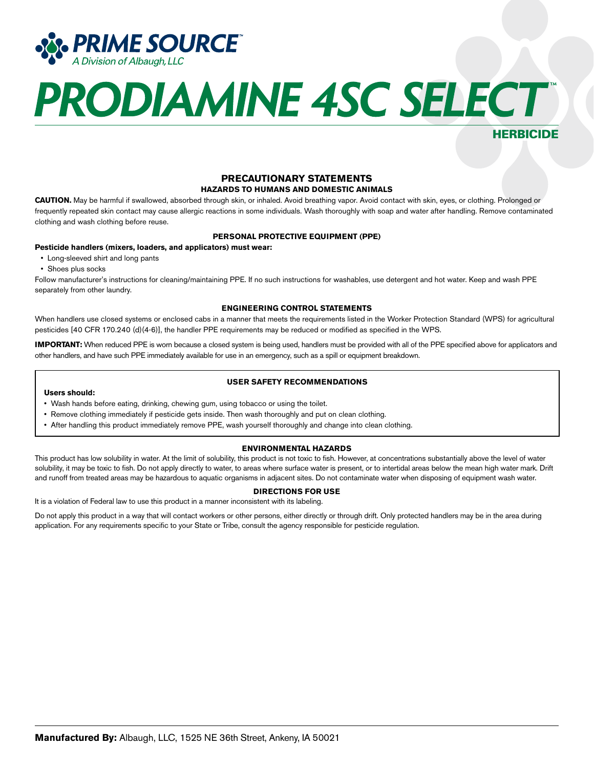PRIME SOURCE™
A Division of Albaugh, LLC

# PRODIAMINE 4SC SELECT™

**HERBICIDE**

## PRECAUTIONARY STATEMENTS

### HAZARDS TO HUMANS AND DOMESTIC ANIMALS

**CAUTION.** May be harmful if swallowed, absorbed through skin, or inhaled. Avoid breathing vapor. Avoid contact with skin, eyes, or clothing. Prolonged or frequently repeated skin contact may cause allergic reactions in some individuals. Wash thoroughly with soap and water after handling. Remove contaminated clothing and wash clothing before reuse.

### PERSONAL PROTECTIVE EQUIPMENT (PPE)

**Pesticide handlers (mixers, loaders, and applicators) must wear:**

- Long-sleeved shirt and long pants
- Shoes plus socks

Follow manufacturer's instructions for cleaning/maintaining PPE. If no such instructions for washables, use detergent and hot water. Keep and wash PPE separately from other laundry.

### ENGINEERING CONTROL STATEMENTS

When handlers use closed systems or enclosed cabs in a manner that meets the requirements listed in the Worker Protection Standard (WPS) for agricultural pesticides [40 CFR 170.240 (d)(4-6)], the handler PPE requirements may be reduced or modified as specified in the WPS.

**IMPORTANT:** When reduced PPE is worn because a closed system is being used, handlers must be provided with all of the PPE specified above for applicators and other handlers, and have such PPE immediately available for use in an emergency, such as a spill or equipment breakdown.

### USER SAFETY RECOMMENDATIONS

**Users should:**

- Wash hands before eating, drinking, chewing gum, using tobacco or using the toilet.
- Remove clothing immediately if pesticide gets inside. Then wash thoroughly and put on clean clothing.
- After handling this product immediately remove PPE, wash yourself thoroughly and change into clean clothing.

### ENVIRONMENTAL HAZARDS

This product has low solubility in water. At the limit of solubility, this product is not toxic to fish. However, at concentrations substantially above the level of water solubility, it may be toxic to fish. Do not apply directly to water, to areas where surface water is present, or to intertidal areas below the mean high water mark. Drift and runoff from treated areas may be hazardous to aquatic organisms in adjacent sites. Do not contaminate water when disposing of equipment wash water.

### DIRECTIONS FOR USE

It is a violation of Federal law to use this product in a manner inconsistent with its labeling.

Do not apply this product in a way that will contact workers or other persons, either directly or through drift. Only protected handlers may be in the area during application. For any requirements specific to your State or Tribe, consult the agency responsible for pesticide regulation.

**Manufactured By:** Albaugh, LLC, 1525 NE 36th Street, Ankeny, IA 50021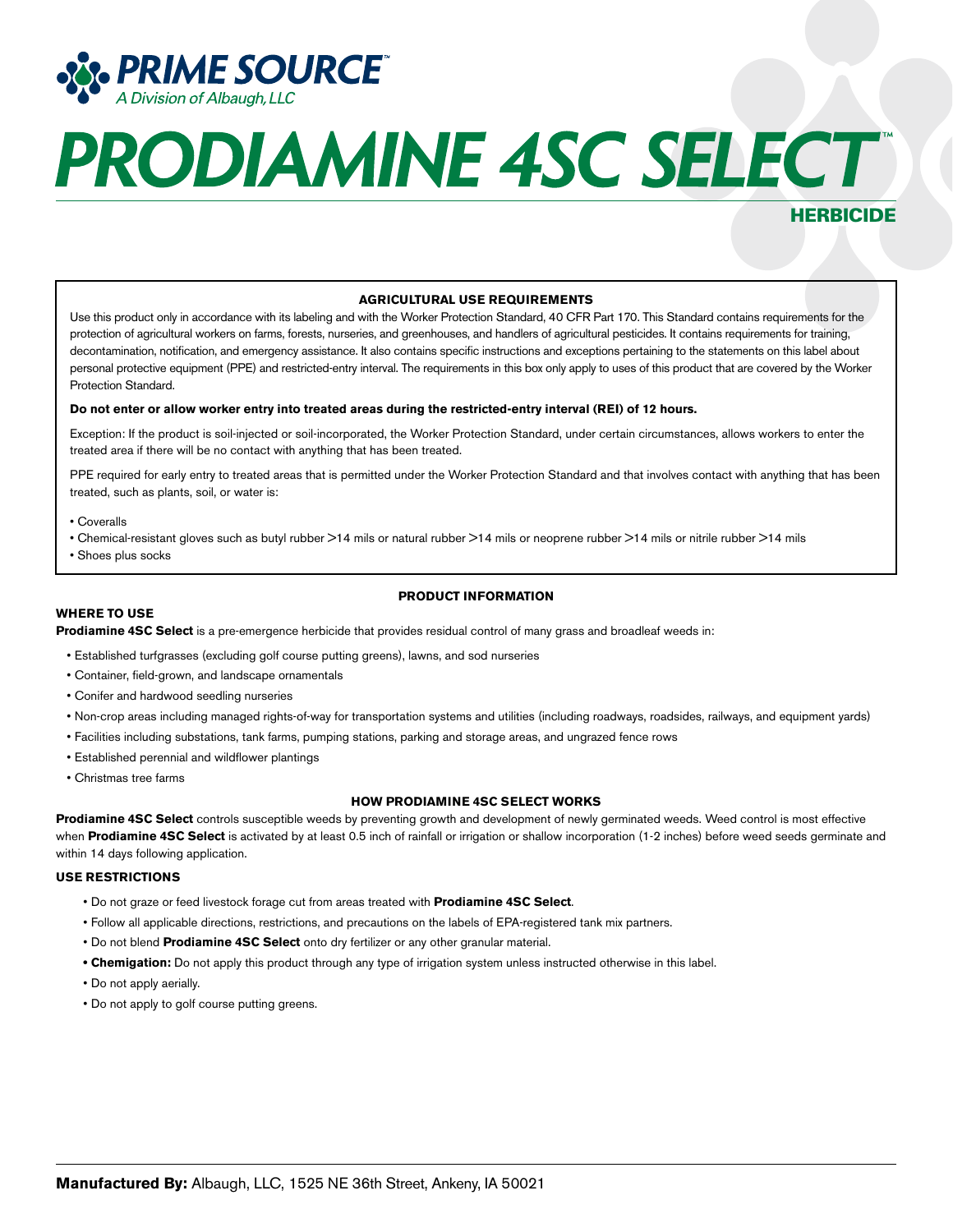**PRIME SOURCE**™
*A Division of Albaugh, LLC*

# PRODIAMINE 4SC SELECT™

## HERBICIDE

**AGRICULTURAL USE REQUIREMENTS**

Use this product only in accordance with its labeling and with the Worker Protection Standard, 40 CFR Part 170. This Standard contains requirements for the protection of agricultural workers on farms, forests, nurseries, and greenhouses, and handlers of agricultural pesticides. It contains requirements for training, decontamination, notification, and emergency assistance. It also contains specific instructions and exceptions pertaining to the statements on this label about personal protective equipment (PPE) and restricted-entry interval. The requirements in this box only apply to uses of this product that are covered by the Worker Protection Standard.

**Do not enter or allow worker entry into treated areas during the restricted-entry interval (REI) of 12 hours.**

Exception: If the product is soil-injected or soil-incorporated, the Worker Protection Standard, under certain circumstances, allows workers to enter the treated area if there will be no contact with anything that has been treated.

PPE required for early entry to treated areas that is permitted under the Worker Protection Standard and that involves contact with anything that has been treated, such as plants, soil, or water is:

- Coveralls
- Chemical-resistant gloves such as butyl rubber >14 mils or natural rubber >14 mils or neoprene rubber >14 mils or nitrile rubber >14 mils
- Shoes plus socks

### PRODUCT INFORMATION

**WHERE TO USE**

**Prodiamine 4SC Select** is a pre-emergence herbicide that provides residual control of many grass and broadleaf weeds in:

- Established turfgrasses (excluding golf course putting greens), lawns, and sod nurseries
- Container, field-grown, and landscape ornamentals
- Conifer and hardwood seedling nurseries
- Non-crop areas including managed rights-of-way for transportation systems and utilities (including roadways, roadsides, railways, and equipment yards)
- Facilities including substations, tank farms, pumping stations, parking and storage areas, and ungrazed fence rows
- Established perennial and wildflower plantings
- Christmas tree farms

### HOW PRODIAMINE 4SC SELECT WORKS

**Prodiamine 4SC Select** controls susceptible weeds by preventing growth and development of newly germinated weeds. Weed control is most effective when **Prodiamine 4SC Select** is activated by at least 0.5 inch of rainfall or irrigation or shallow incorporation (1-2 inches) before weed seeds germinate and within 14 days following application.

**USE RESTRICTIONS**

- Do not graze or feed livestock forage cut from areas treated with **Prodiamine 4SC Select**.
- Follow all applicable directions, restrictions, and precautions on the labels of EPA-registered tank mix partners.
- Do not blend **Prodiamine 4SC Select** onto dry fertilizer or any other granular material.
- **Chemigation:** Do not apply this product through any type of irrigation system unless instructed otherwise in this label.
- Do not apply aerially.
- Do not apply to golf course putting greens.

**Manufactured By:** Albaugh, LLC, 1525 NE 36th Street, Ankeny, IA 50021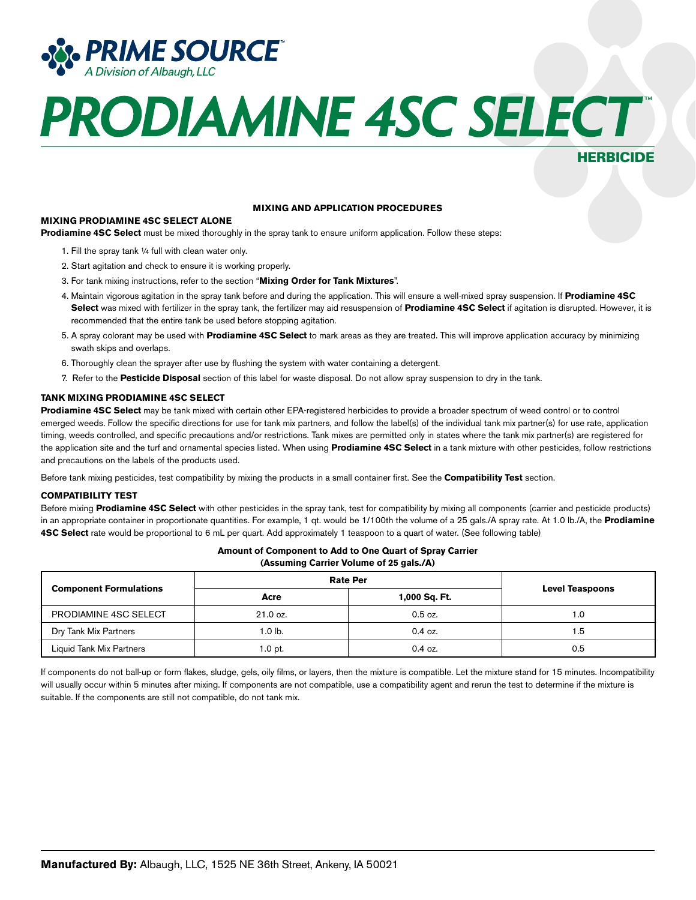# PRODIAMINE 4SC SELECT™

**HERBICIDE**

## MIXING AND APPLICATION PROCEDURES

### MIXING PRODIAMINE 4SC SELECT ALONE

**Prodiamine 4SC Select** must be mixed thoroughly in the spray tank to ensure uniform application. Follow these steps:

1. Fill the spray tank ¼ full with clean water only.
2. Start agitation and check to ensure it is working properly.
3. For tank mixing instructions, refer to the section "**Mixing Order for Tank Mixtures**".
4. Maintain vigorous agitation in the spray tank before and during the application. This will ensure a well-mixed spray suspension. If **Prodiamine 4SC Select** was mixed with fertilizer in the spray tank, the fertilizer may aid resuspension of **Prodiamine 4SC Select** if agitation is disrupted. However, it is recommended that the entire tank be used before stopping agitation.
5. A spray colorant may be used with **Prodiamine 4SC Select** to mark areas as they are treated. This will improve application accuracy by minimizing swath skips and overlaps.
6. Thoroughly clean the sprayer after use by flushing the system with water containing a detergent.
7. Refer to the **Pesticide Disposal** section of this label for waste disposal. Do not allow spray suspension to dry in the tank.

### TANK MIXING PRODIAMINE 4SC SELECT

**Prodiamine 4SC Select** may be tank mixed with certain other EPA-registered herbicides to provide a broader spectrum of weed control or to control emerged weeds. Follow the specific directions for use for tank mix partners, and follow the label(s) of the individual tank mix partner(s) for use rate, application timing, weeds controlled, and specific precautions and/or restrictions. Tank mixes are permitted only in states where the tank mix partner(s) are registered for the application site and the turf and ornamental species listed. When using **Prodiamine 4SC Select** in a tank mixture with other pesticides, follow restrictions and precautions on the labels of the products used.

Before tank mixing pesticides, test compatibility by mixing the products in a small container first. See the **Compatibility Test** section.

### COMPATIBILITY TEST

Before mixing **Prodiamine 4SC Select** with other pesticides in the spray tank, test for compatibility by mixing all components (carrier and pesticide products) in an appropriate container in proportionate quantities. For example, 1 qt. would be 1/100th the volume of a 25 gals./A spray rate. At 1.0 lb./A, the **Prodiamine 4SC Select** rate would be proportional to 6 mL per quart. Add approximately 1 teaspoon to a quart of water. (See following table)

**Amount of Component to Add to One Quart of Spray Carrier (Assuming Carrier Volume of 25 gals./A)**

| Component Formulations | Rate Per | | Level Teaspoons |
|---|---|---|---|
| | Acre | 1,000 Sq. Ft. | |
| PRODIAMINE 4SC SELECT | 21.0 oz. | 0.5 oz. | 1.0 |
| Dry Tank Mix Partners | 1.0 lb. | 0.4 oz. | 1.5 |
| Liquid Tank Mix Partners | 1.0 pt. | 0.4 oz. | 0.5 |

If components do not ball-up or form flakes, sludge, gels, oily films, or layers, then the mixture is compatible. Let the mixture stand for 15 minutes. Incompatibility will usually occur within 5 minutes after mixing. If components are not compatible, use a compatibility agent and rerun the test to determine if the mixture is suitable. If the components are still not compatible, do not tank mix.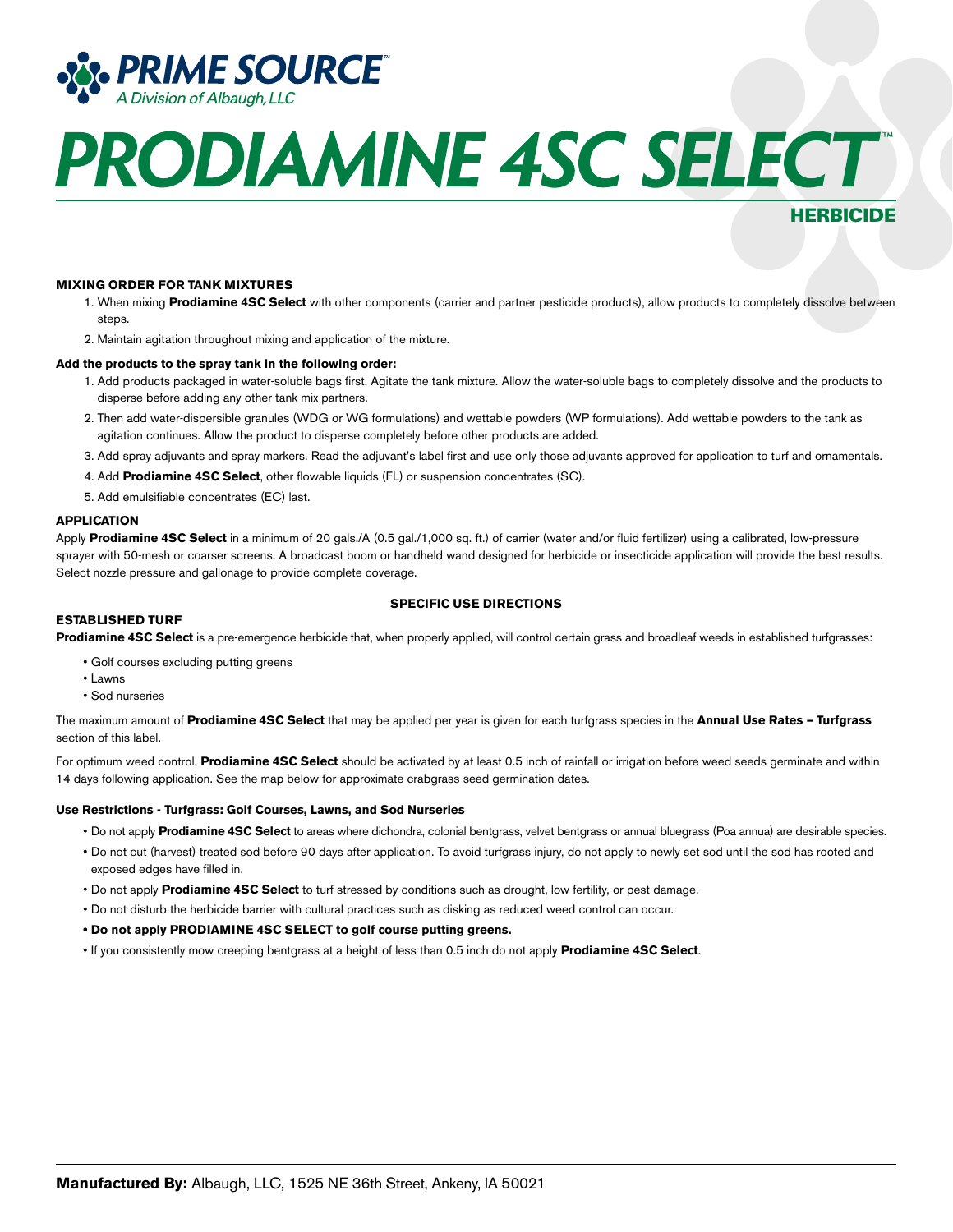**PRIME SOURCE™**
*A Division of Albaugh, LLC*

# PRODIAMINE 4SC SELECT™

## HERBICIDE

### MIXING ORDER FOR TANK MIXTURES

1. When mixing **Prodiamine 4SC Select** with other components (carrier and partner pesticide products), allow products to completely dissolve between steps.
2. Maintain agitation throughout mixing and application of the mixture.

**Add the products to the spray tank in the following order:**

1. Add products packaged in water-soluble bags first. Agitate the tank mixture. Allow the water-soluble bags to completely dissolve and the products to disperse before adding any other tank mix partners.
2. Then add water-dispersible granules (WDG or WG formulations) and wettable powders (WP formulations). Add wettable powders to the tank as agitation continues. Allow the product to disperse completely before other products are added.
3. Add spray adjuvants and spray markers. Read the adjuvant's label first and use only those adjuvants approved for application to turf and ornamentals.
4. Add **Prodiamine 4SC Select**, other flowable liquids (FL) or suspension concentrates (SC).
5. Add emulsifiable concentrates (EC) last.

### APPLICATION

Apply **Prodiamine 4SC Select** in a minimum of 20 gals./A (0.5 gal./1,000 sq. ft.) of carrier (water and/or fluid fertilizer) using a calibrated, low-pressure sprayer with 50-mesh or coarser screens. A broadcast boom or handheld wand designed for herbicide or insecticide application will provide the best results. Select nozzle pressure and gallonage to provide complete coverage.

### SPECIFIC USE DIRECTIONS

### ESTABLISHED TURF

**Prodiamine 4SC Select** is a pre-emergence herbicide that, when properly applied, will control certain grass and broadleaf weeds in established turfgrasses:

- Golf courses excluding putting greens
- Lawns
- Sod nurseries

The maximum amount of **Prodiamine 4SC Select** that may be applied per year is given for each turfgrass species in the **Annual Use Rates – Turfgrass** section of this label.

For optimum weed control, **Prodiamine 4SC Select** should be activated by at least 0.5 inch of rainfall or irrigation before weed seeds germinate and within 14 days following application. See the map below for approximate crabgrass seed germination dates.

**Use Restrictions - Turfgrass: Golf Courses, Lawns, and Sod Nurseries**

- Do not apply **Prodiamine 4SC Select** to areas where dichondra, colonial bentgrass, velvet bentgrass or annual bluegrass (Poa annua) are desirable species.
- Do not cut (harvest) treated sod before 90 days after application. To avoid turfgrass injury, do not apply to newly set sod until the sod has rooted and exposed edges have filled in.
- Do not apply **Prodiamine 4SC Select** to turf stressed by conditions such as drought, low fertility, or pest damage.
- Do not disturb the herbicide barrier with cultural practices such as disking as reduced weed control can occur.
- **Do not apply PRODIAMINE 4SC SELECT to golf course putting greens.**
- If you consistently mow creeping bentgrass at a height of less than 0.5 inch do not apply **Prodiamine 4SC Select**.

**Manufactured By:** Albaugh, LLC, 1525 NE 36th Street, Ankeny, IA 50021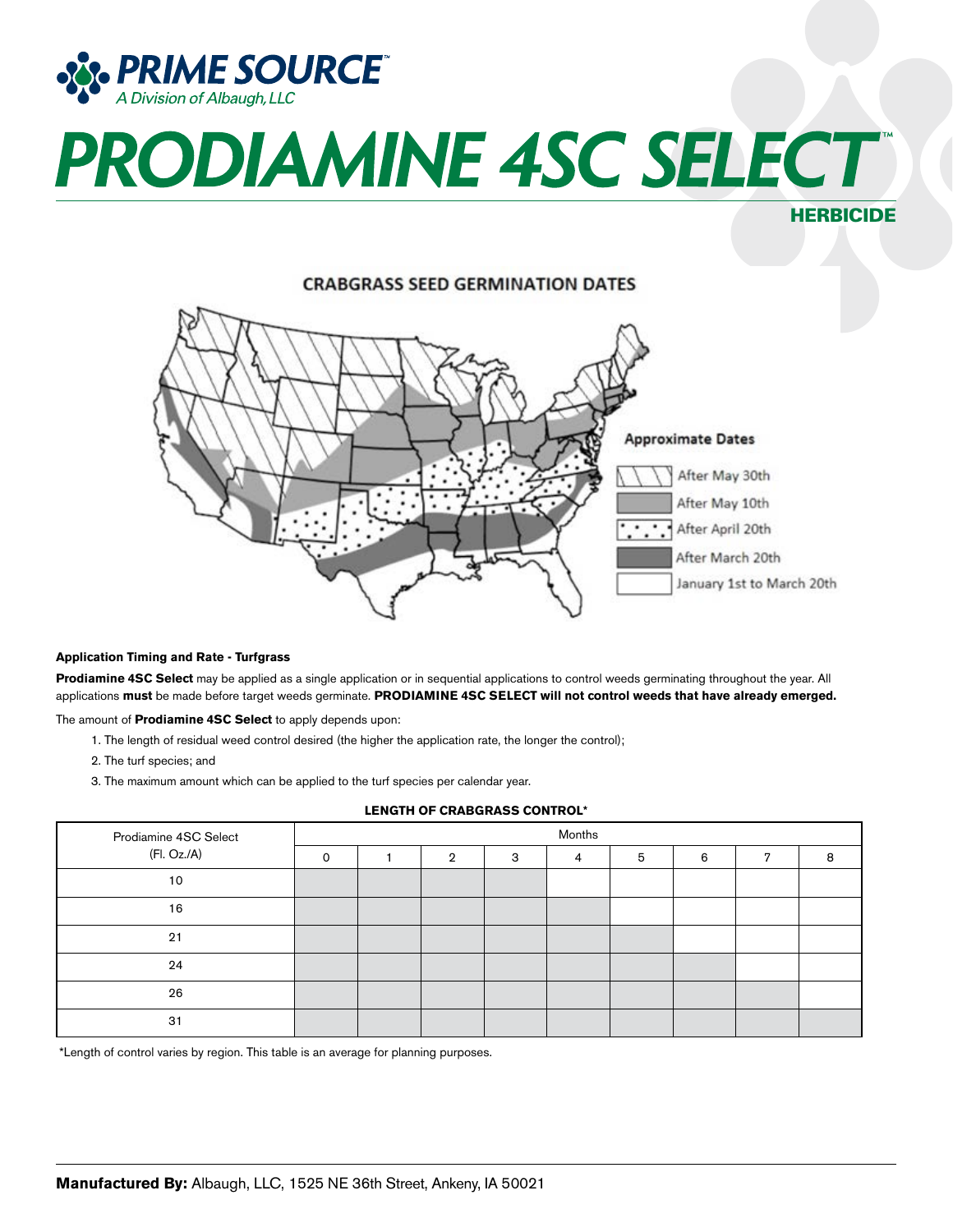**PRIME SOURCE**™
*A Division of Albaugh, LLC*

# PRODIAMINE 4SC SELECT™

**HERBICIDE**

## CRABGRASS SEED GERMINATION DATES

**Approximate Dates**

- After May 30th
- After May 10th
- After April 20th
- After March 20th
- January 1st to March 20th

### Application Timing and Rate - Turfgrass

**Prodiamine 4SC Select** may be applied as a single application or in sequential applications to control weeds germinating throughout the year. All applications **must** be made before target weeds germinate. **PRODIAMINE 4SC SELECT will not control weeds that have already emerged.**

The amount of **Prodiamine 4SC Select** to apply depends upon:

1. The length of residual weed control desired (the higher the application rate, the longer the control);
2. The turf species; and
3. The maximum amount which can be applied to the turf species per calendar year.

**LENGTH OF CRABGRASS CONTROL***

| Prodiamine 4SC Select (Fl. Oz./A) | Months | | | | | | | | |
|---|---|---|---|---|---|---|---|---|---|
| | 0 | 1 | 2 | 3 | 4 | 5 | 6 | 7 | 8 |
| 10 | ■ | ■ | ■ | ■ | | | | | |
| 16 | ■ | ■ | ■ | ■ | ■ | | | | |
| 21 | ■ | ■ | ■ | ■ | ■ | ■ | | | |
| 24 | ■ | ■ | ■ | ■ | ■ | ■ | ■ | | |
| 26 | ■ | ■ | ■ | ■ | ■ | ■ | ■ | ■ | |
| 31 | ■ | ■ | ■ | ■ | ■ | ■ | ■ | ■ | ■ |

*Length of control varies by region. This table is an average for planning purposes.

**Manufactured By:** Albaugh, LLC, 1525 NE 36th Street, Ankeny, IA 50021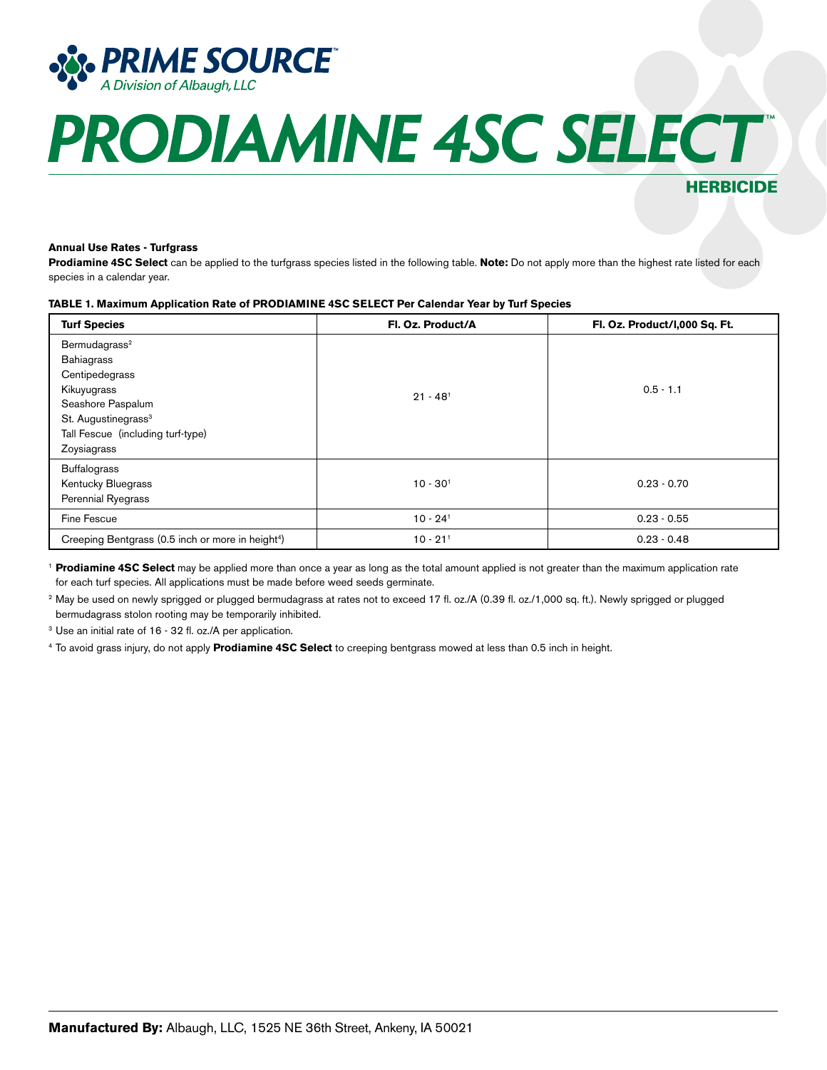**PRIME SOURCE**™
A Division of Albaugh, LLC

# PRODIAMINE 4SC SELECT™

## HERBICIDE

**Annual Use Rates - Turfgrass**

**Prodiamine 4SC Select** can be applied to the turfgrass species listed in the following table. **Note:** Do not apply more than the highest rate listed for each species in a calendar year.

**TABLE 1. Maximum Application Rate of PRODIAMINE 4SC SELECT Per Calendar Year by Turf Species**

| Turf Species | Fl. Oz. Product/A | Fl. Oz. Product/l,000 Sq. Ft. |
|---|---|---|
| Bermudagrass[2]<br>Bahiagrass<br>Centipedegrass<br>Kikuyugrass<br>Seashore Paspalum<br>St. Augustinegrass[3]<br>Tall Fescue (including turf-type)<br>Zoysiagrass | 21 - 48[1] | 0.5 - 1.1 |
| Buffalograss<br>Kentucky Bluegrass<br>Perennial Ryegrass | 10 - 30[1] | 0.23 - 0.70 |
| Fine Fescue | 10 - 24[1] | 0.23 - 0.55 |
| Creeping Bentgrass (0.5 inch or more in height[4]) | 10 - 21[1] | 0.23 - 0.48 |

[1] **Prodiamine 4SC Select** may be applied more than once a year as long as the total amount applied is not greater than the maximum application rate for each turf species. All applications must be made before weed seeds germinate.

[2] May be used on newly sprigged or plugged bermudagrass at rates not to exceed 17 fl. oz./A (0.39 fl. oz./1,000 sq. ft.). Newly sprigged or plugged bermudagrass stolon rooting may be temporarily inhibited.

[3] Use an initial rate of 16 - 32 fl. oz./A per application.

[4] To avoid grass injury, do not apply **Prodiamine 4SC Select** to creeping bentgrass mowed at less than 0.5 inch in height.

**Manufactured By:** Albaugh, LLC, 1525 NE 36th Street, Ankeny, IA 50021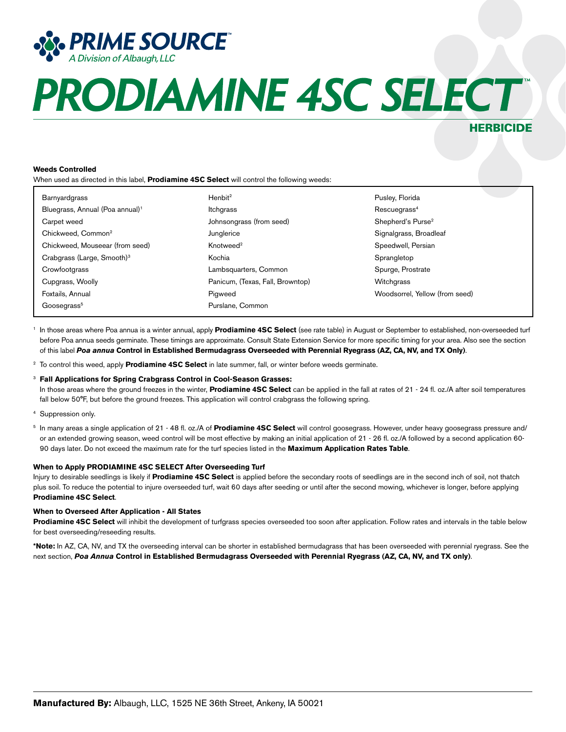**PRIME SOURCE**™
A Division of Albaugh, LLC

# PRODIAMINE 4SC SELECT™

## HERBICIDE

**Weeds Controlled**

When used as directed in this label, **Prodiamine 4SC Select** will control the following weeds:

| | | |
|---|---|---|
| Barnyardgrass | Henbit[2] | Pusley, Florida |
| Bluegrass, Annual (Poa annual)[1] | Itchgrass | Rescuegrass[4] |
| Carpet weed | Johnsongrass (from seed) | Shepherd's Purse[2] |
| Chickweed, Common[2] | Junglerice | Signalgrass, Broadleaf |
| Chickweed, Mouseear (from seed) | Knotweed[2] | Speedwell, Persian |
| Crabgrass (Large, Smooth)[3] | Kochia | Sprangletop |
| Crowfootgrass | Lambsquarters, Common | Spurge, Prostrate |
| Cupgrass, Woolly | Panicum, (Texas, Fall, Browntop) | Witchgrass |
| Foxtails, Annual | Pigweed | Woodsorrel, Yellow (from seed) |
| Goosegrass[5] | Purslane, Common | |

[1] In those areas where Poa annua is a winter annual, apply **Prodiamine 4SC Select** (see rate table) in August or September to established, non-overseeded turf before Poa annua seeds germinate. These timings are approximate. Consult State Extension Service for more specific timing for your area. Also see the section of this label ***Poa annua* Control in Established Bermudagrass Overseeded with Perennial Ryegrass (AZ, CA, NV, and TX Only)**.

[2] To control this weed, apply **Prodiamine 4SC Select** in late summer, fall, or winter before weeds germinate.

[3] **Fall Applications for Spring Crabgrass Control in Cool-Season Grasses:**
In those areas where the ground freezes in the winter, **Prodiamine 4SC Select** can be applied in the fall at rates of 21 - 24 fl. oz./A after soil temperatures fall below 50°F, but before the ground freezes. This application will control crabgrass the following spring.

[4] Suppression only.

[5] In many areas a single application of 21 - 48 fl. oz./A of **Prodiamine 4SC Select** will control goosegrass. However, under heavy goosegrass pressure and/or an extended growing season, weed control will be most effective by making an initial application of 21 - 26 fl. oz./A followed by a second application 60-90 days later. Do not exceed the maximum rate for the turf species listed in the **Maximum Application Rates Table**.

**When to Apply PRODIAMINE 4SC SELECT After Overseeding Turf**

Injury to desirable seedlings is likely if **Prodiamine 4SC Select** is applied before the secondary roots of seedlings are in the second inch of soil, not thatch plus soil. To reduce the potential to injure overseeded turf, wait 60 days after seeding or until after the second mowing, whichever is longer, before applying **Prodiamine 4SC Select**.

**When to Overseed After Application - All States**

**Prodiamine 4SC Select** will inhibit the development of turfgrass species overseeded too soon after application. Follow rates and intervals in the table below for best overseeding/reseeding results.

***Note:** In AZ, CA, NV, and TX the overseeding interval can be shorter in established bermudagrass that has been overseeded with perennial ryegrass. See the next section, ***Poa Annua* Control in Established Bermudagrass Overseeded with Perennial Ryegrass (AZ, CA, NV, and TX only)**.

**Manufactured By:** Albaugh, LLC, 1525 NE 36th Street, Ankeny, IA 50021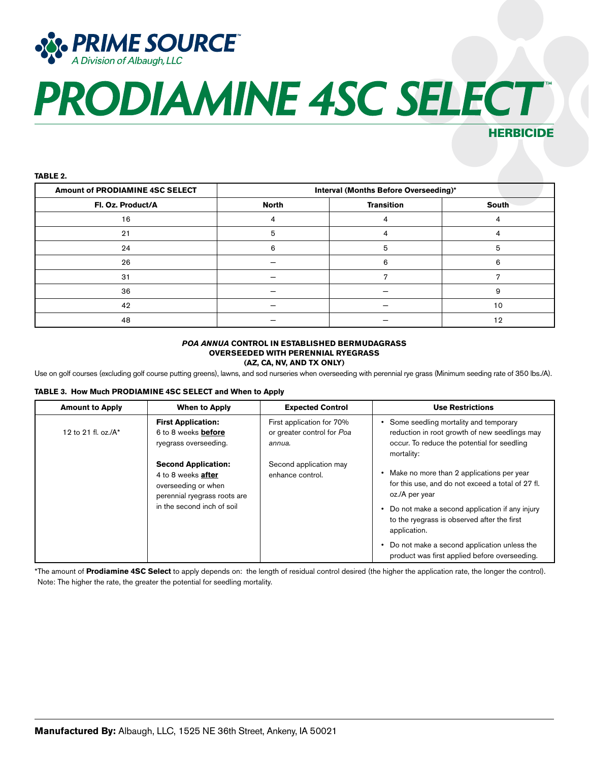**TABLE 2.**

| Amount of PRODIAMINE 4SC SELECT | Interval (Months Before Overseeding)* | | |
|---|---|---|---|
| Fl. Oz. Product/A | North | Transition | South |
| 16 | 4 | 4 | 4 |
| 21 | 5 | 4 | 4 |
| 24 | 6 | 5 | 5 |
| 26 | – | 6 | 6 |
| 31 | – | 7 | 7 |
| 36 | – | – | 9 |
| 42 | – | – | 10 |
| 48 | – | – | 12 |

### *POA ANNUA* CONTROL IN ESTABLISHED BERMUDAGRASS OVERSEEDED WITH PERENNIAL RYEGRASS (AZ, CA, NV, AND TX ONLY)

Use on golf courses (excluding golf course putting greens), lawns, and sod nurseries when overseeding with perennial rye grass (Minimum seeding rate of 350 lbs./A).

**TABLE 3. How Much PRODIAMINE 4SC SELECT and When to Apply**

| Amount to Apply | When to Apply | Expected Control | Use Restrictions |
|---|---|---|---|
| 12 to 21 fl. oz./A* | **First Application:** 6 to 8 weeks **before** ryegrass overseeding.<br><br>**Second Application:** 4 to 8 weeks **after** overseeding or when perennial ryegrass roots are in the second inch of soil | First application for 70% or greater control for *Poa annua.*<br><br>Second application may enhance control. | • Some seedling mortality and temporary reduction in root growth of new seedlings may occur. To reduce the potential for seedling mortality:<br>• Make no more than 2 applications per year for this use, and do not exceed a total of 27 fl. oz./A per year<br>• Do not make a second application if any injury to the ryegrass is observed after the first application.<br>• Do not make a second application unless the product was first applied before overseeding. |

*The amount of **Prodiamine 4SC Select** to apply depends on: the length of residual control desired (the higher the application rate, the longer the control). Note: The higher the rate, the greater the potential for seedling mortality.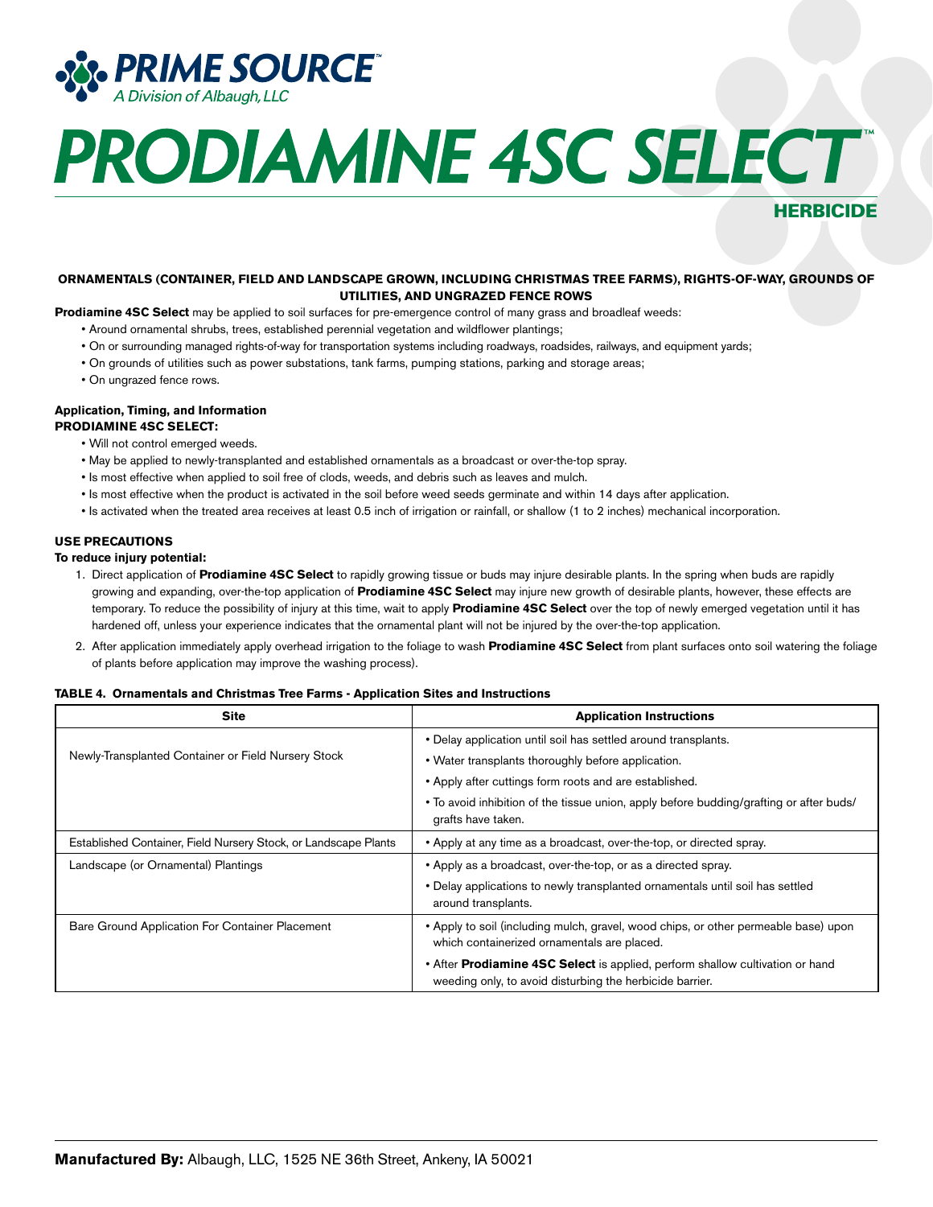# PRIME SOURCE™

*A Division of Albaugh, LLC*

# PRODIAMINE 4SC SELECT™

## HERBICIDE

**ORNAMENTALS (CONTAINER, FIELD AND LANDSCAPE GROWN, INCLUDING CHRISTMAS TREE FARMS), RIGHTS-OF-WAY, GROUNDS OF UTILITIES, AND UNGRAZED FENCE ROWS**

**Prodiamine 4SC Select** may be applied to soil surfaces for pre-emergence control of many grass and broadleaf weeds:

- Around ornamental shrubs, trees, established perennial vegetation and wildflower plantings;
- On or surrounding managed rights-of-way for transportation systems including roadways, roadsides, railways, and equipment yards;
- On grounds of utilities such as power substations, tank farms, pumping stations, parking and storage areas;
- On ungrazed fence rows.

**Application, Timing, and Information**

**PRODIAMINE 4SC SELECT:**

- Will not control emerged weeds.
- May be applied to newly-transplanted and established ornamentals as a broadcast or over-the-top spray.
- Is most effective when applied to soil free of clods, weeds, and debris such as leaves and mulch.
- Is most effective when the product is activated in the soil before weed seeds germinate and within 14 days after application.
- Is activated when the treated area receives at least 0.5 inch of irrigation or rainfall, or shallow (1 to 2 inches) mechanical incorporation.

**USE PRECAUTIONS**

**To reduce injury potential:**

1. Direct application of **Prodiamine 4SC Select** to rapidly growing tissue or buds may injure desirable plants. In the spring when buds are rapidly growing and expanding, over-the-top application of **Prodiamine 4SC Select** may injure new growth of desirable plants, however, these effects are temporary. To reduce the possibility of injury at this time, wait to apply **Prodiamine 4SC Select** over the top of newly emerged vegetation until it has hardened off, unless your experience indicates that the ornamental plant will not be injured by the over-the-top application.
2. After application immediately apply overhead irrigation to the foliage to wash **Prodiamine 4SC Select** from plant surfaces onto soil watering the foliage of plants before application may improve the washing process).

**TABLE 4. Ornamentals and Christmas Tree Farms - Application Sites and Instructions**

| Site | Application Instructions |
|---|---|
| Newly-Transplanted Container or Field Nursery Stock | • Delay application until soil has settled around transplants.<br>• Water transplants thoroughly before application.<br>• Apply after cuttings form roots and are established.<br>• To avoid inhibition of the tissue union, apply before budding/grafting or after buds/grafts have taken. |
| Established Container, Field Nursery Stock, or Landscape Plants | • Apply at any time as a broadcast, over-the-top, or directed spray. |
| Landscape (or Ornamental) Plantings | • Apply as a broadcast, over-the-top, or as a directed spray.<br>• Delay applications to newly transplanted ornamentals until soil has settled around transplants. |
| Bare Ground Application For Container Placement | • Apply to soil (including mulch, gravel, wood chips, or other permeable base) upon which containerized ornamentals are placed.<br>• After **Prodiamine 4SC Select** is applied, perform shallow cultivation or hand weeding only, to avoid disturbing the herbicide barrier. |

**Manufactured By:** Albaugh, LLC, 1525 NE 36th Street, Ankeny, IA 50021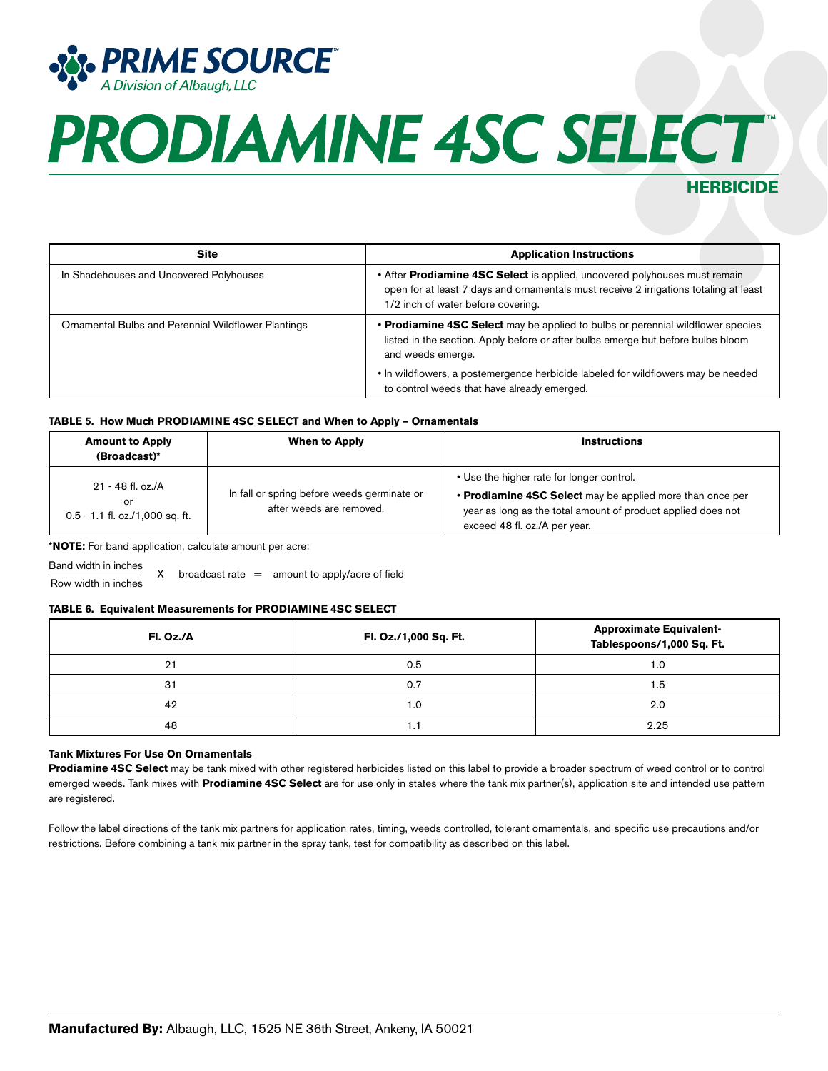# PRODIAMINE 4SC SELECT™

**HERBICIDE**

| Site | Application Instructions |
|---|---|
| In Shadehouses and Uncovered Polyhouses | • After **Prodiamine 4SC Select** is applied, uncovered polyhouses must remain open for at least 7 days and ornamentals must receive 2 irrigations totaling at least 1/2 inch of water before covering. |
| Ornamental Bulbs and Perennial Wildflower Plantings | • **Prodiamine 4SC Select** may be applied to bulbs or perennial wildflower species listed in the section. Apply before or after bulbs emerge but before bulbs bloom and weeds emerge.<br>• In wildflowers, a postemergence herbicide labeled for wildflowers may be needed to control weeds that have already emerged. |

**TABLE 5. How Much PRODIAMINE 4SC SELECT and When to Apply – Ornamentals**

| Amount to Apply (Broadcast)* | When to Apply | Instructions |
|---|---|---|
| 21 - 48 fl. oz./A<br>or<br>0.5 - 1.1 fl. oz./1,000 sq. ft. | In fall or spring before weeds germinate or after weeds are removed. | • Use the higher rate for longer control.<br>• **Prodiamine 4SC Select** may be applied more than once per year as long as the total amount of product applied does not exceed 48 fl. oz./A per year. |

***NOTE:** For band application, calculate amount per acre:

$$\frac{\text{Band width in inches}}{\text{Row width in inches}} \times \text{broadcast rate} = \text{amount to apply/acre of field}$$

**TABLE 6. Equivalent Measurements for PRODIAMINE 4SC SELECT**

| Fl. Oz./A | Fl. Oz./1,000 Sq. Ft. | Approximate Equivalent-Tablespoons/1,000 Sq. Ft. |
|---|---|---|
| 21 | 0.5 | 1.0 |
| 31 | 0.7 | 1.5 |
| 42 | 1.0 | 2.0 |
| 48 | 1.1 | 2.25 |

**Tank Mixtures For Use On Ornamentals**

**Prodiamine 4SC Select** may be tank mixed with other registered herbicides listed on this label to provide a broader spectrum of weed control or to control emerged weeds. Tank mixes with **Prodiamine 4SC Select** are for use only in states where the tank mix partner(s), application site and intended use pattern are registered.

Follow the label directions of the tank mix partners for application rates, timing, weeds controlled, tolerant ornamentals, and specific use precautions and/or restrictions. Before combining a tank mix partner in the spray tank, test for compatibility as described on this label.

**Manufactured By:** Albaugh, LLC, 1525 NE 36th Street, Ankeny, IA 50021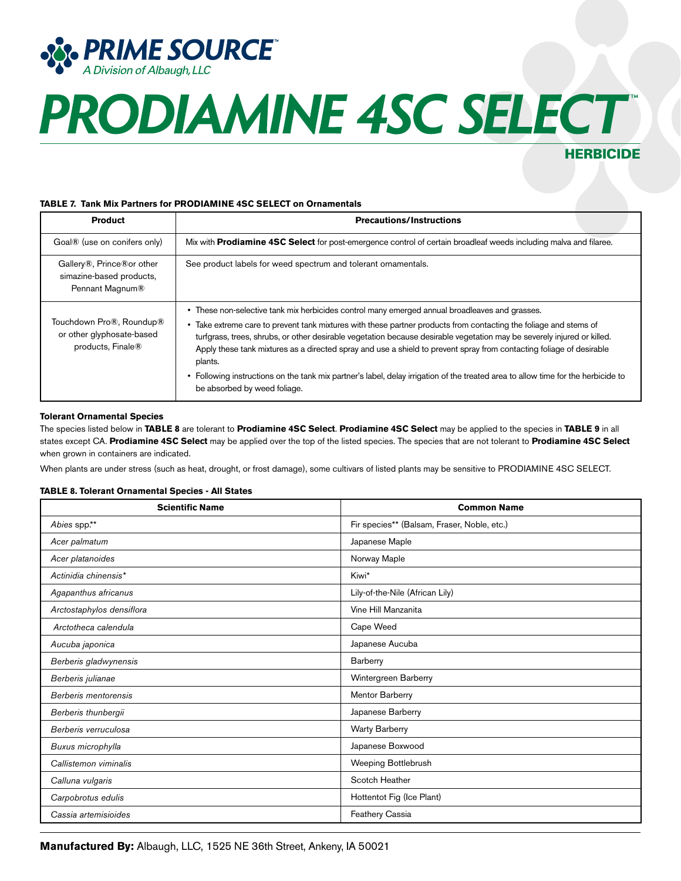# PRIME SOURCE

A Division of Albaugh, LLC

# PRODIAMINE 4SC SELECT™

## HERBICIDE

**TABLE 7. Tank Mix Partners for PRODIAMINE 4SC SELECT on Ornamentals**

| Product | Precautions/Instructions |
|---|---|
| Goal® (use on conifers only) | Mix with **Prodiamine 4SC Select** for post-emergence control of certain broadleaf weeds including malva and filaree. |
| Gallery®, Prince®or other simazine-based products, Pennant Magnum® | See product labels for weed spectrum and tolerant ornamentals. |
| Touchdown Pro®, Roundup® or other glyphosate-based products, Finale® | • These non-selective tank mix herbicides control many emerged annual broadleaves and grasses.<br>• Take extreme care to prevent tank mixtures with these partner products from contacting the foliage and stems of turfgrass, trees, shrubs, or other desirable vegetation because desirable vegetation may be severely injured or killed. Apply these tank mixtures as a directed spray and use a shield to prevent spray from contacting foliage of desirable plants.<br>• Following instructions on the tank mix partner's label, delay irrigation of the treated area to allow time for the herbicide to be absorbed by weed foliage. |

**Tolerant Ornamental Species**

The species listed below in **TABLE 8** are tolerant to **Prodiamine 4SC Select**. **Prodiamine 4SC Select** may be applied to the species in **TABLE 9** in all states except CA. **Prodiamine 4SC Select** may be applied over the top of the listed species. The species that are not tolerant to **Prodiamine 4SC Select** when grown in containers are indicated.

When plants are under stress (such as heat, drought, or frost damage), some cultivars of listed plants may be sensitive to PRODIAMINE 4SC SELECT.

**TABLE 8. Tolerant Ornamental Species - All States**

| Scientific Name | Common Name |
|---|---|
| *Abies* spp.** | Fir species** (Balsam, Fraser, Noble, etc.) |
| *Acer palmatum* | Japanese Maple |
| *Acer platanoides* | Norway Maple |
| *Actinidia chinensis** | Kiwi* |
| *Agapanthus africanus* | Lily-of-the-Nile (African Lily) |
| *Arctostaphylos densiflora* | Vine Hill Manzanita |
| *Arctotheca calendula* | Cape Weed |
| *Aucuba japonica* | Japanese Aucuba |
| *Berberis gladwynensis* | Barberry |
| *Berberis julianae* | Wintergreen Barberry |
| *Berberis mentorensis* | Mentor Barberry |
| *Berberis thunbergii* | Japanese Barberry |
| *Berberis verruculosa* | Warty Barberry |
| *Buxus microphylla* | Japanese Boxwood |
| *Callistemon viminalis* | Weeping Bottlebrush |
| *Calluna vulgaris* | Scotch Heather |
| *Carpobrotus edulis* | Hottentot Fig (Ice Plant) |
| *Cassia artemisioides* | Feathery Cassia |

**Manufactured By:** Albaugh, LLC, 1525 NE 36th Street, Ankeny, IA 50021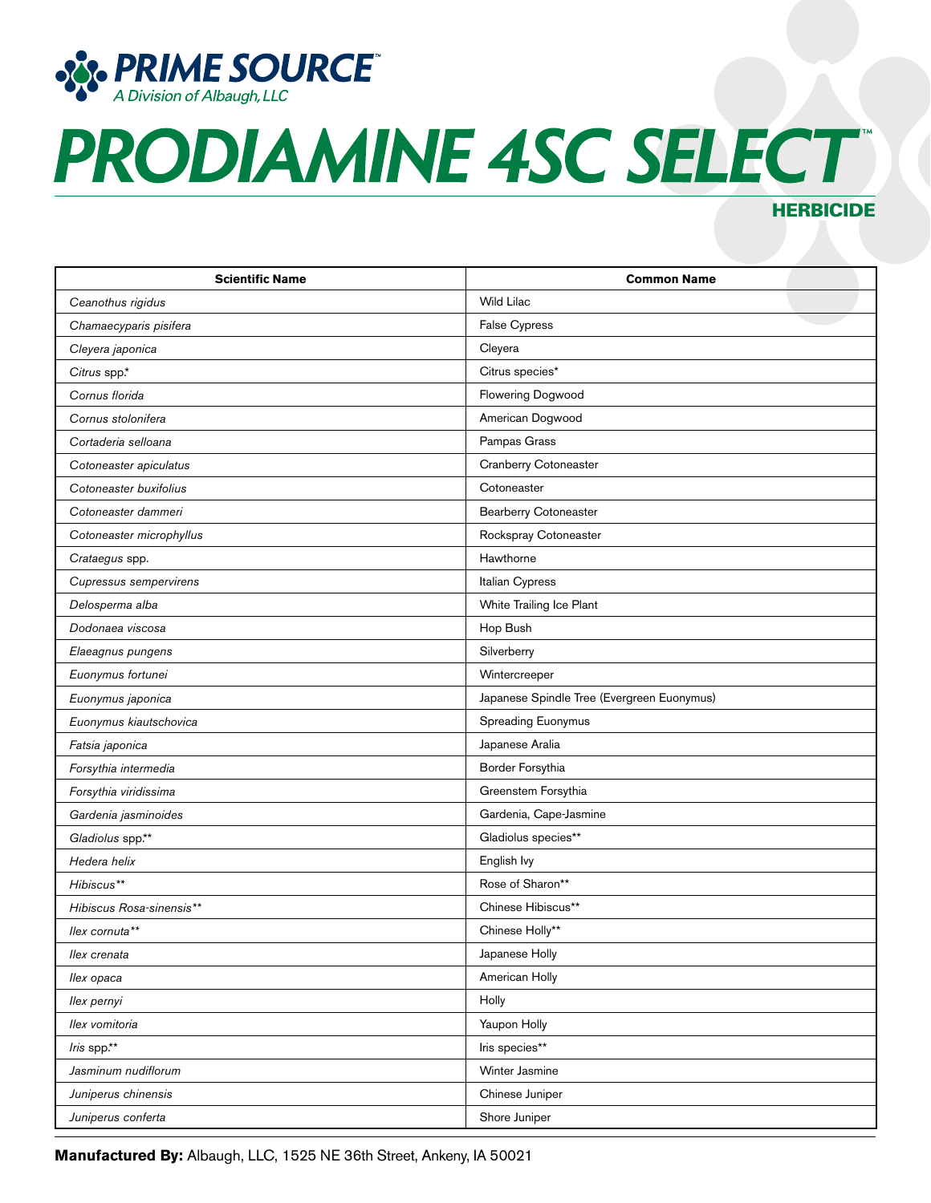PRIME SOURCE™
A Division of Albaugh, LLC

# PRODIAMINE 4SC SELECT™

**HERBICIDE**

| Scientific Name | Common Name |
|---|---|
| *Ceanothus rigidus* | Wild Lilac |
| *Chamaecyparis pisifera* | False Cypress |
| *Cleyera japonica* | Cleyera |
| *Citrus* spp.* | Citrus species* |
| *Cornus florida* | Flowering Dogwood |
| *Cornus stolonifera* | American Dogwood |
| *Cortaderia selloana* | Pampas Grass |
| *Cotoneaster apiculatus* | Cranberry Cotoneaster |
| *Cotoneaster buxifolius* | Cotoneaster |
| *Cotoneaster dammeri* | Bearberry Cotoneaster |
| *Cotoneaster microphyllus* | Rockspray Cotoneaster |
| *Crataegus* spp. | Hawthorne |
| *Cupressus sempervirens* | Italian Cypress |
| *Delosperma alba* | White Trailing Ice Plant |
| *Dodonaea viscosa* | Hop Bush |
| *Elaeagnus pungens* | Silverberry |
| *Euonymus fortunei* | Wintercreeper |
| *Euonymus japonica* | Japanese Spindle Tree (Evergreen Euonymus) |
| *Euonymus kiautschovica* | Spreading Euonymus |
| *Fatsia japonica* | Japanese Aralia |
| *Forsythia intermedia* | Border Forsythia |
| *Forsythia viridissima* | Greenstem Forsythia |
| *Gardenia jasminoides* | Gardenia, Cape-Jasmine |
| *Gladiolus* spp.** | Gladiolus species** |
| *Hedera helix* | English Ivy |
| *Hibiscus*** | Rose of Sharon** |
| *Hibiscus Rosa-sinensis*** | Chinese Hibiscus** |
| *Ilex cornuta*** | Chinese Holly** |
| *Ilex crenata* | Japanese Holly |
| *Ilex opaca* | American Holly |
| *Ilex pernyi* | Holly |
| *Ilex vomitoria* | Yaupon Holly |
| *Iris* spp.** | Iris species** |
| *Jasminum nudiflorum* | Winter Jasmine |
| *Juniperus chinensis* | Chinese Juniper |
| *Juniperus conferta* | Shore Juniper |

**Manufactured By:** Albaugh, LLC, 1525 NE 36th Street, Ankeny, IA 50021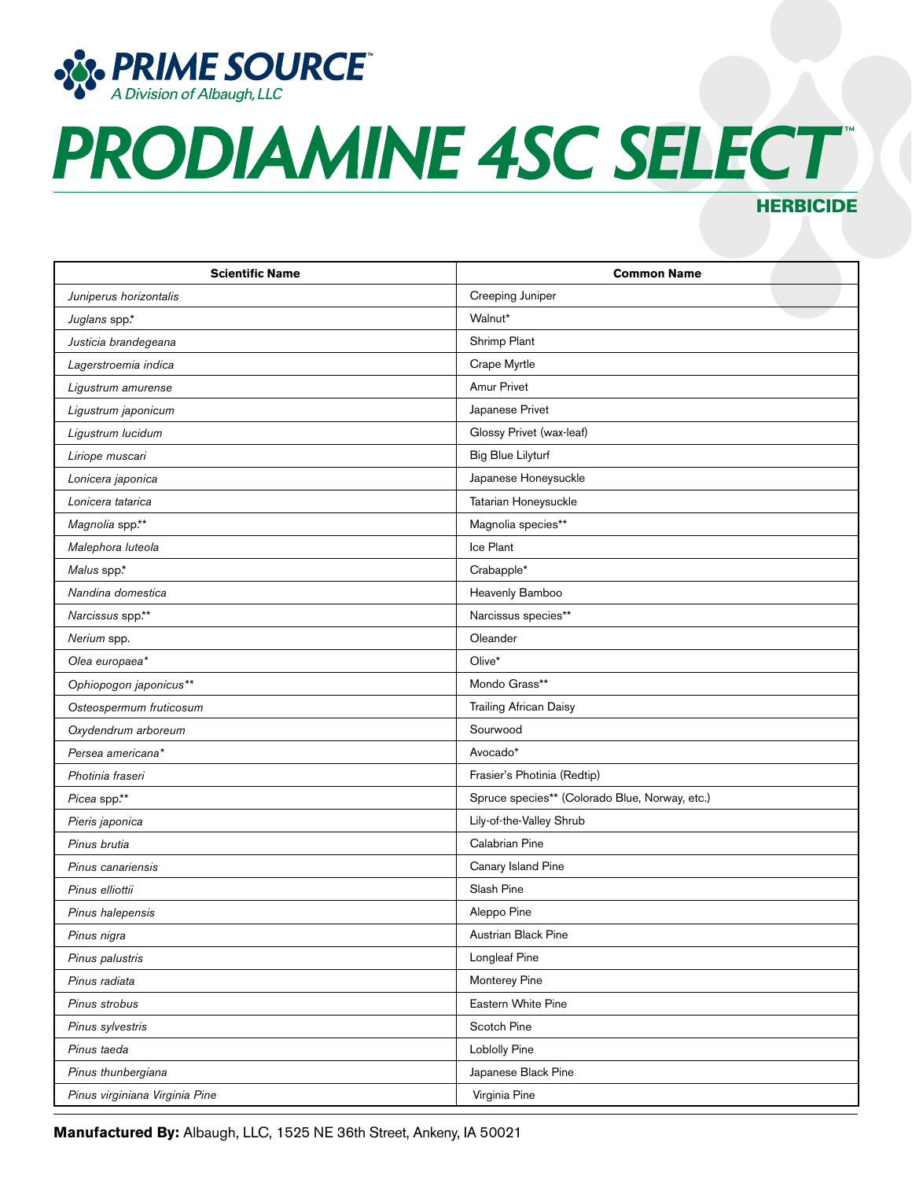# PRODIAMINE 4SC SELECT™

**HERBICIDE**

| Scientific Name | Common Name |
|---|---|
| *Juniperus horizontalis* | Creeping Juniper |
| *Juglans* spp.* | Walnut* |
| *Justicia brandegeana* | Shrimp Plant |
| *Lagerstroemia indica* | Crape Myrtle |
| *Ligustrum amurense* | Amur Privet |
| *Ligustrum japonicum* | Japanese Privet |
| *Ligustrum lucidum* | Glossy Privet (wax-leaf) |
| *Liriope muscari* | Big Blue Lilyturf |
| *Lonicera japonica* | Japanese Honeysuckle |
| *Lonicera tatarica* | Tatarian Honeysuckle |
| *Magnolia* spp.** | Magnolia species** |
| *Malephora luteola* | Ice Plant |
| *Malus* spp.* | Crabapple* |
| *Nandina domestica* | Heavenly Bamboo |
| *Narcissus* spp.** | Narcissus species** |
| *Nerium* spp. | Oleander |
| *Olea europaea** | Olive* |
| *Ophiopogon japonicus*** | Mondo Grass** |
| *Osteospermum fruticosum* | Trailing African Daisy |
| *Oxydendrum arboreum* | Sourwood |
| *Persea americana** | Avocado* |
| *Photinia fraseri* | Frasier's Photinia (Redtip) |
| *Picea* spp.** | Spruce species** (Colorado Blue, Norway, etc.) |
| *Pieris japonica* | Lily-of-the-Valley Shrub |
| *Pinus brutia* | Calabrian Pine |
| *Pinus canariensis* | Canary Island Pine |
| *Pinus elliottii* | Slash Pine |
| *Pinus halepensis* | Aleppo Pine |
| *Pinus nigra* | Austrian Black Pine |
| *Pinus palustris* | Longleaf Pine |
| *Pinus radiata* | Monterey Pine |
| *Pinus strobus* | Eastern White Pine |
| *Pinus sylvestris* | Scotch Pine |
| *Pinus taeda* | Loblolly Pine |
| *Pinus thunbergiana* | Japanese Black Pine |
| *Pinus virginiana Virginia Pine* | Virginia Pine |

**Manufactured By:** Albaugh, LLC, 1525 NE 36th Street, Ankeny, IA 50021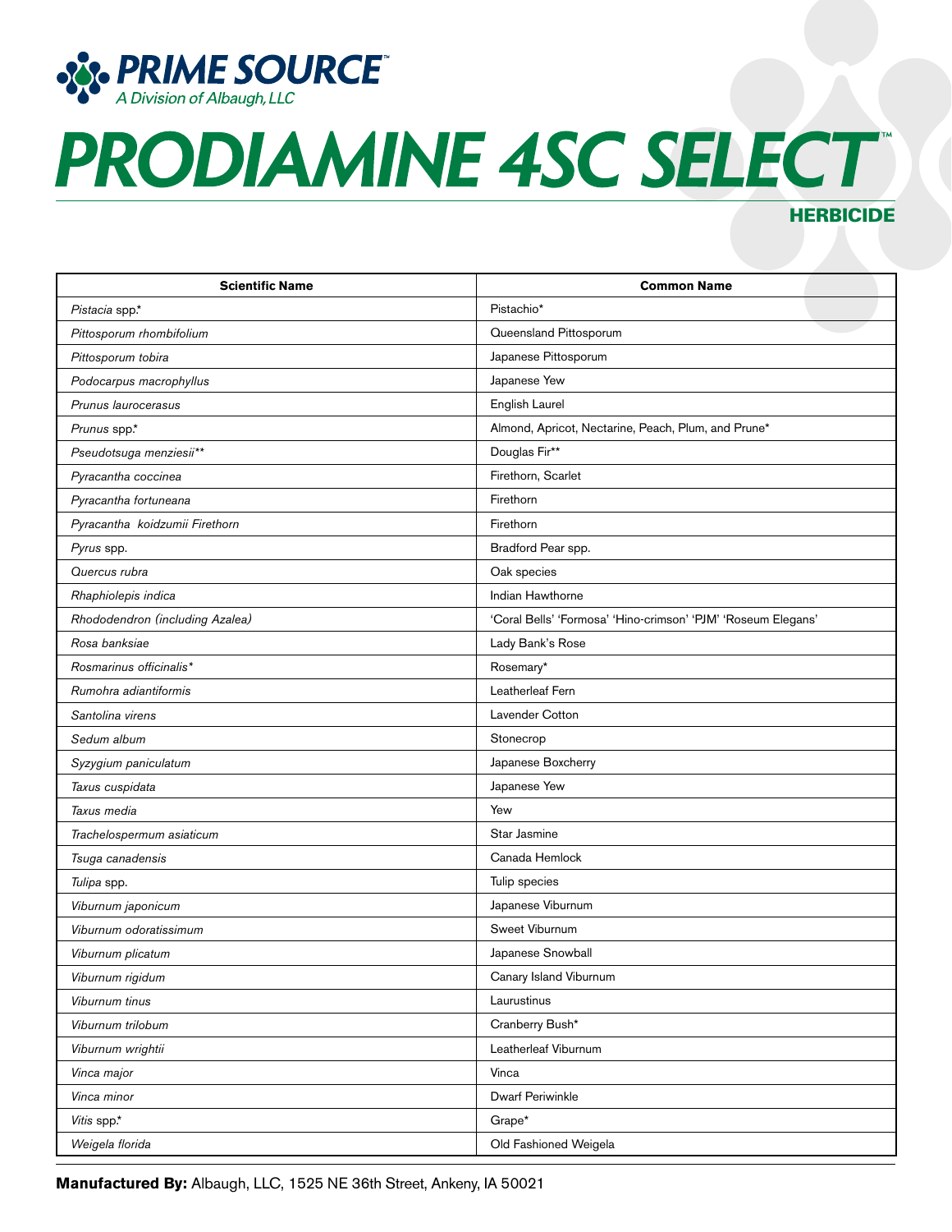**PRIME SOURCE**™
*A Division of Albaugh, LLC*

# PRODIAMINE 4SC SELECT™

**HERBICIDE**

| Scientific Name | Common Name |
|---|---|
| *Pistacia* spp.* | Pistachio* |
| *Pittosporum rhombifolium* | Queensland Pittosporum |
| *Pittosporum tobira* | Japanese Pittosporum |
| *Podocarpus macrophyllus* | Japanese Yew |
| *Prunus laurocerasus* | English Laurel |
| *Prunus* spp.* | Almond, Apricot, Nectarine, Peach, Plum, and Prune* |
| *Pseudotsuga menziesii*** | Douglas Fir** |
| *Pyracantha coccinea* | Firethorn, Scarlet |
| *Pyracantha fortuneana* | Firethorn |
| *Pyracantha koidzumii Firethorn* | Firethorn |
| *Pyrus* spp. | Bradford Pear spp. |
| *Quercus rubra* | Oak species |
| *Rhaphiolepis indica* | Indian Hawthorne |
| *Rhododendron (including Azalea)* | 'Coral Bells' 'Formosa' 'Hino-crimson' 'PJM' 'Roseum Elegans' |
| *Rosa banksiae* | Lady Bank's Rose |
| *Rosmarinus officinalis** | Rosemary* |
| *Rumohra adiantiformis* | Leatherleaf Fern |
| *Santolina virens* | Lavender Cotton |
| *Sedum album* | Stonecrop |
| *Syzygium paniculatum* | Japanese Boxcherry |
| *Taxus cuspidata* | Japanese Yew |
| *Taxus media* | Yew |
| *Trachelospermum asiaticum* | Star Jasmine |
| *Tsuga canadensis* | Canada Hemlock |
| *Tulipa* spp. | Tulip species |
| *Viburnum japonicum* | Japanese Viburnum |
| *Viburnum odoratissimum* | Sweet Viburnum |
| *Viburnum plicatum* | Japanese Snowball |
| *Viburnum rigidum* | Canary Island Viburnum |
| *Viburnum tinus* | Laurustinus |
| *Viburnum trilobum* | Cranberry Bush* |
| *Viburnum wrightii* | Leatherleaf Viburnum |
| *Vinca major* | Vinca |
| *Vinca minor* | Dwarf Periwinkle |
| *Vitis* spp.* | Grape* |
| *Weigela florida* | Old Fashioned Weigela |

**Manufactured By:** Albaugh, LLC, 1525 NE 36th Street, Ankeny, IA 50021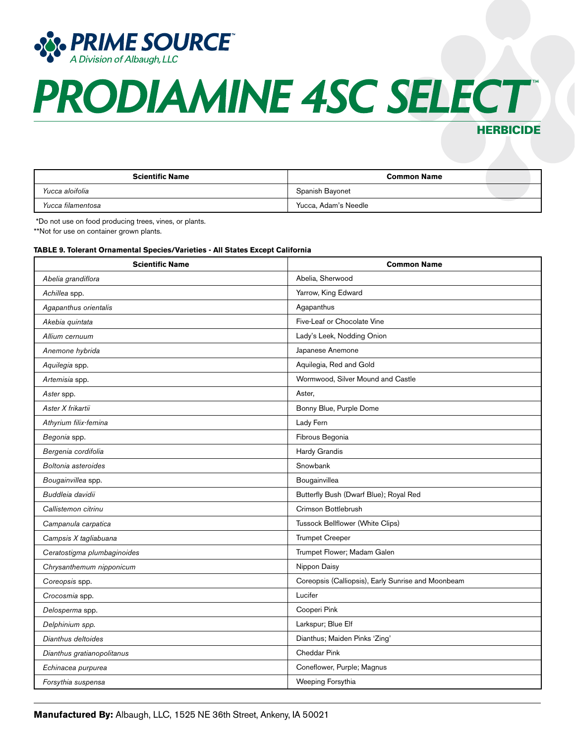| Scientific Name | Common Name |
|---|---|
| *Yucca aloifolia* | Spanish Bayonet |
| *Yucca filamentosa* | Yucca, Adam's Needle |

*Do not use on food producing trees, vines, or plants.

**Not for use on container grown plants.

**TABLE 9. Tolerant Ornamental Species/Varieties - All States Except California**

| Scientific Name | Common Name |
|---|---|
| *Abelia grandiflora* | Abelia, Sherwood |
| *Achillea* spp. | Yarrow, King Edward |
| *Agapanthus orientalis* | Agapanthus |
| *Akebia quintata* | Five-Leaf or Chocolate Vine |
| *Allium cernuum* | Lady's Leek, Nodding Onion |
| *Anemone hybrida* | Japanese Anemone |
| *Aquilegia* spp. | Aquilegia, Red and Gold |
| *Artemisia* spp. | Wormwood, Silver Mound and Castle |
| *Aster* spp. | Aster, |
| *Aster X frikartii* | Bonny Blue, Purple Dome |
| *Athyrium filix-femina* | Lady Fern |
| *Begonia* spp. | Fibrous Begonia |
| *Bergenia cordifolia* | Hardy Grandis |
| *Boltonia asteroides* | Snowbank |
| *Bougainvillea* spp. | Bougainvillea |
| *Buddleia davidii* | Butterfly Bush (Dwarf Blue); Royal Red |
| *Callistemon citrinu* | Crimson Bottlebrush |
| *Campanula carpatica* | Tussock Bellflower (White Clips) |
| *Campsis X tagliabuana* | Trumpet Creeper |
| *Ceratostigma plumbaginoides* | Trumpet Flower; Madam Galen |
| *Chrysanthemum nipponicum* | Nippon Daisy |
| *Coreopsis* spp. | Coreopsis (Calliopsis), Early Sunrise and Moonbeam |
| *Crocosmia* spp. | Lucifer |
| *Delosperma* spp. | Cooperi Pink |
| *Delphinium spp.* | Larkspur; Blue Elf |
| *Dianthus deltoides* | Dianthus; Maiden Pinks 'Zing' |
| *Dianthus gratianopolitanus* | Cheddar Pink |
| *Echinacea purpurea* | Coneflower, Purple; Magnus |
| *Forsythia suspensa* | Weeping Forsythia |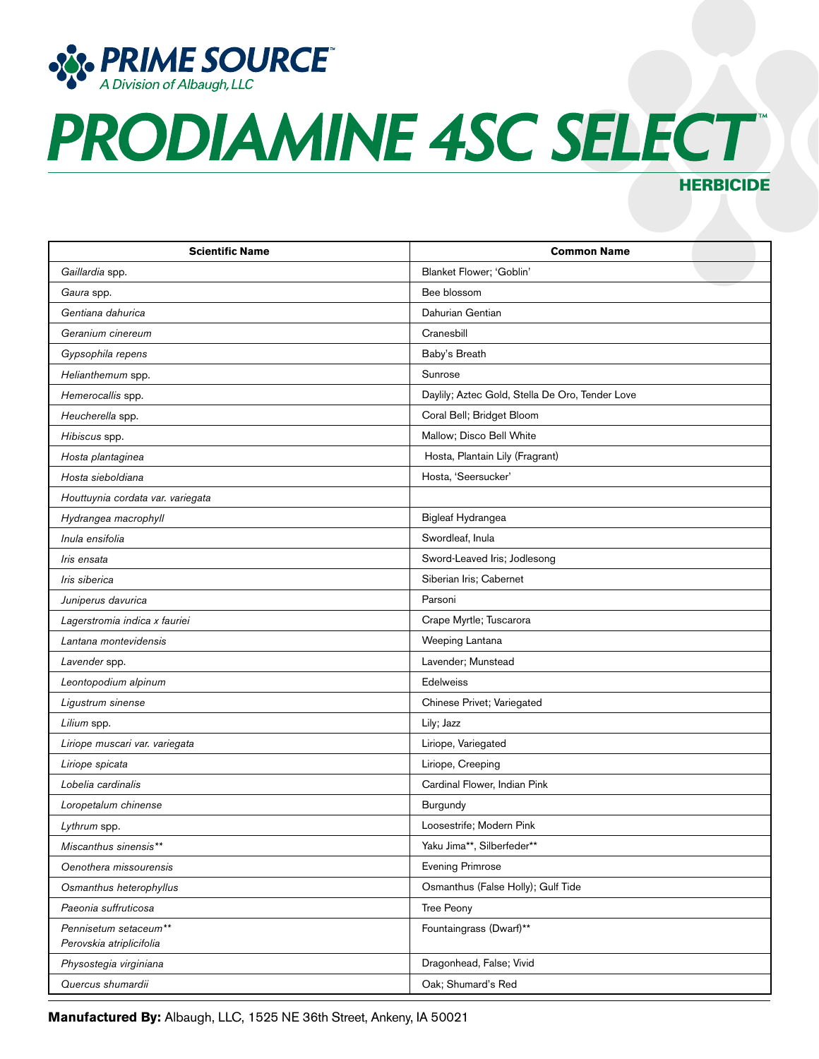# PRODIAMINE 4SC SELECT™

**HERBICIDE**

| Scientific Name | Common Name |
|---|---|
| *Gaillardia* spp. | Blanket Flower; 'Goblin' |
| *Gaura* spp. | Bee blossom |
| *Gentiana dahurica* | Dahurian Gentian |
| *Geranium cinereum* | Cranesbill |
| *Gypsophila repens* | Baby's Breath |
| *Helianthemum* spp. | Sunrose |
| *Hemerocallis* spp. | Daylily; Aztec Gold, Stella De Oro, Tender Love |
| *Heucherella* spp. | Coral Bell; Bridget Bloom |
| *Hibiscus* spp. | Mallow; Disco Bell White |
| *Hosta plantaginea* | Hosta, Plantain Lily (Fragrant) |
| *Hosta sieboldiana* | Hosta, 'Seersucker' |
| *Houttuynia cordata var. variegata* | |
| *Hydrangea macrophyll* | Bigleaf Hydrangea |
| *Inula ensifolia* | Swordleaf, Inula |
| *Iris ensata* | Sword-Leaved Iris; Jodlesong |
| *Iris siberica* | Siberian Iris; Cabernet |
| *Juniperus davurica* | Parsoni |
| *Lagerstromia indica x fauriei* | Crape Myrtle; Tuscarora |
| *Lantana montevidensis* | Weeping Lantana |
| *Lavender* spp. | Lavender; Munstead |
| *Leontopodium alpinum* | Edelweiss |
| *Ligustrum sinense* | Chinese Privet; Variegated |
| *Lilium* spp. | Lily; Jazz |
| *Liriope muscari var. variegata* | Liriope, Variegated |
| *Liriope spicata* | Liriope, Creeping |
| *Lobelia cardinalis* | Cardinal Flower, Indian Pink |
| *Loropetalum chinense* | Burgundy |
| *Lythrum* spp. | Loosestrife; Modern Pink |
| *Miscanthus sinensis*** | Yaku Jima**, Silberfeder** |
| *Oenothera missourensis* | Evening Primrose |
| *Osmanthus heterophyllus* | Osmanthus (False Holly); Gulf Tide |
| *Paeonia suffruticosa* | Tree Peony |
| *Pennisetum setaceum***<br>*Perovskia atriplicifolia* | Fountaingrass (Dwarf)** |
| *Physostegia virginiana* | Dragonhead, False; Vivid |
| *Quercus shumardii* | Oak; Shumard's Red |

**Manufactured By:** Albaugh, LLC, 1525 NE 36th Street, Ankeny, IA 50021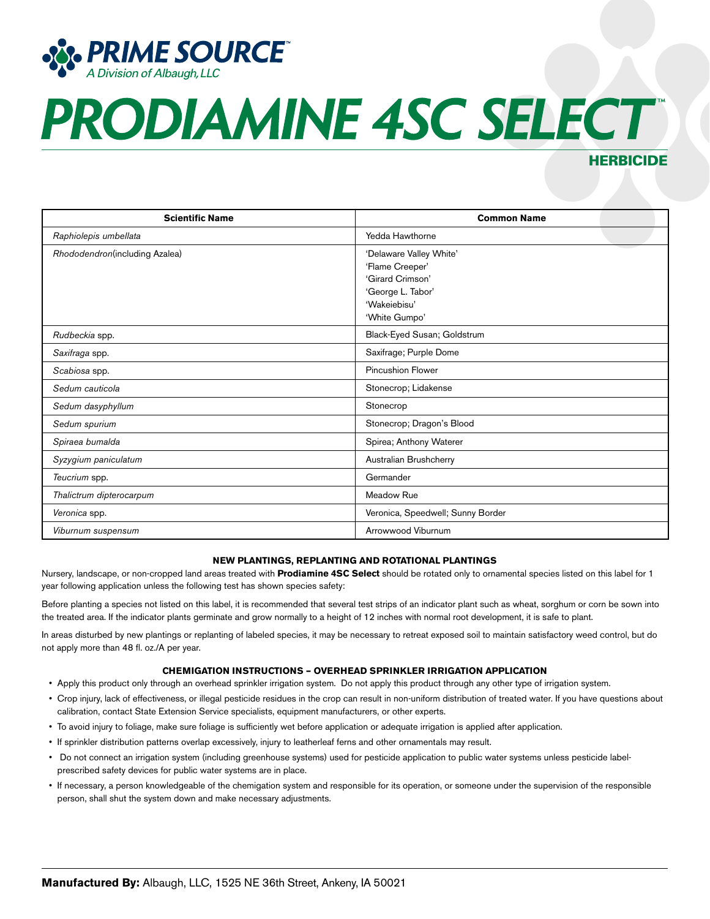# PRIME SOURCE

A Division of Albaugh, LLC

# PRODIAMINE 4SC SELECT™

## HERBICIDE

| Scientific Name | Common Name |
| --- | --- |
| *Raphiolepis umbellata* | Yedda Hawthorne |
| *Rhododendron*(including Azalea) | 'Delaware Valley White'<br>'Flame Creeper'<br>'Girard Crimson'<br>'George L. Tabor'<br>'Wakeiebisu'<br>'White Gumpo' |
| *Rudbeckia* spp. | Black-Eyed Susan; Goldstrum |
| *Saxifraga* spp. | Saxifrage; Purple Dome |
| *Scabiosa* spp. | Pincushion Flower |
| *Sedum cauticola* | Stonecrop; Lidakense |
| *Sedum dasyphyllum* | Stonecrop |
| *Sedum spurium* | Stonecrop; Dragon's Blood |
| *Spiraea bumalda* | Spirea; Anthony Waterer |
| *Syzygium paniculatum* | Australian Brushcherry |
| *Teucrium* spp. | Germander |
| *Thalictrum dipterocarpum* | Meadow Rue |
| *Veronica* spp. | Veronica, Speedwell; Sunny Border |
| *Viburnum suspensum* | Arrowwood Viburnum |

### NEW PLANTINGS, REPLANTING AND ROTATIONAL PLANTINGS

Nursery, landscape, or non-cropped land areas treated with **Prodiamine 4SC Select** should be rotated only to ornamental species listed on this label for 1 year following application unless the following test has shown species safety:

Before planting a species not listed on this label, it is recommended that several test strips of an indicator plant such as wheat, sorghum or corn be sown into the treated area. If the indicator plants germinate and grow normally to a height of 12 inches with normal root development, it is safe to plant.

In areas disturbed by new plantings or replanting of labeled species, it may be necessary to retreat exposed soil to maintain satisfactory weed control, but do not apply more than 48 fl. oz./A per year.

### CHEMIGATION INSTRUCTIONS – OVERHEAD SPRINKLER IRRIGATION APPLICATION

- Apply this product only through an overhead sprinkler irrigation system. Do not apply this product through any other type of irrigation system.
- Crop injury, lack of effectiveness, or illegal pesticide residues in the crop can result in non-uniform distribution of treated water. If you have questions about calibration, contact State Extension Service specialists, equipment manufacturers, or other experts.
- To avoid injury to foliage, make sure foliage is sufficiently wet before application or adequate irrigation is applied after application.
- If sprinkler distribution patterns overlap excessively, injury to leatherleaf ferns and other ornamentals may result.
- Do not connect an irrigation system (including greenhouse systems) used for pesticide application to public water systems unless pesticide label-prescribed safety devices for public water systems are in place.
- If necessary, a person knowledgeable of the chemigation system and responsible for its operation, or someone under the supervision of the responsible person, shall shut the system down and make necessary adjustments.

**Manufactured By:** Albaugh, LLC, 1525 NE 36th Street, Ankeny, IA 50021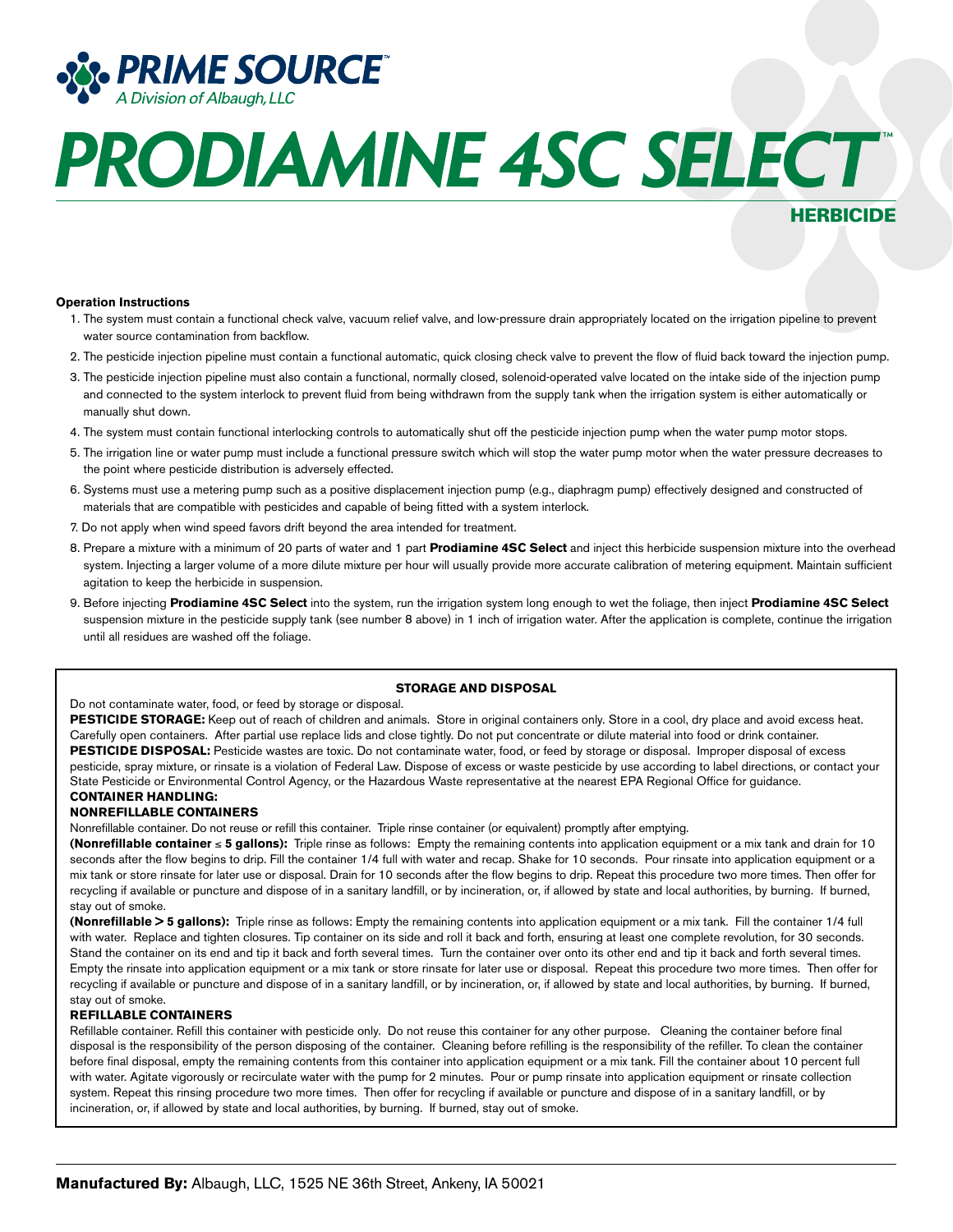# PRIME SOURCE™

*A Division of Albaugh, LLC*

# PRODIAMINE 4SC SELECT™

## HERBICIDE

**Operation Instructions**

1. The system must contain a functional check valve, vacuum relief valve, and low-pressure drain appropriately located on the irrigation pipeline to prevent water source contamination from backflow.
2. The pesticide injection pipeline must contain a functional automatic, quick closing check valve to prevent the flow of fluid back toward the injection pump.
3. The pesticide injection pipeline must also contain a functional, normally closed, solenoid-operated valve located on the intake side of the injection pump and connected to the system interlock to prevent fluid from being withdrawn from the supply tank when the irrigation system is either automatically or manually shut down.
4. The system must contain functional interlocking controls to automatically shut off the pesticide injection pump when the water pump motor stops.
5. The irrigation line or water pump must include a functional pressure switch which will stop the water pump motor when the water pressure decreases to the point where pesticide distribution is adversely effected.
6. Systems must use a metering pump such as a positive displacement injection pump (e.g., diaphragm pump) effectively designed and constructed of materials that are compatible with pesticides and capable of being fitted with a system interlock.
7. Do not apply when wind speed favors drift beyond the area intended for treatment.
8. Prepare a mixture with a minimum of 20 parts of water and 1 part **Prodiamine 4SC Select** and inject this herbicide suspension mixture into the overhead system. Injecting a larger volume of a more dilute mixture per hour will usually provide more accurate calibration of metering equipment. Maintain sufficient agitation to keep the herbicide in suspension.
9. Before injecting **Prodiamine 4SC Select** into the system, run the irrigation system long enough to wet the foliage, then inject **Prodiamine 4SC Select** suspension mixture in the pesticide supply tank (see number 8 above) in 1 inch of irrigation water. After the application is complete, continue the irrigation until all residues are washed off the foliage.

**STORAGE AND DISPOSAL**

Do not contaminate water, food, or feed by storage or disposal.

**PESTICIDE STORAGE:** Keep out of reach of children and animals. Store in original containers only. Store in a cool, dry place and avoid excess heat. Carefully open containers. After partial use replace lids and close tightly. Do not put concentrate or dilute material into food or drink container.

**PESTICIDE DISPOSAL:** Pesticide wastes are toxic. Do not contaminate water, food, or feed by storage or disposal. Improper disposal of excess pesticide, spray mixture, or rinsate is a violation of Federal Law. Dispose of excess or waste pesticide by use according to label directions, or contact your State Pesticide or Environmental Control Agency, or the Hazardous Waste representative at the nearest EPA Regional Office for guidance.

**CONTAINER HANDLING:**

**NONREFILLABLE CONTAINERS**

Nonrefillable container. Do not reuse or refill this container. Triple rinse container (or equivalent) promptly after emptying.

**(Nonrefillable container ≤ 5 gallons):** Triple rinse as follows: Empty the remaining contents into application equipment or a mix tank and drain for 10 seconds after the flow begins to drip. Fill the container 1/4 full with water and recap. Shake for 10 seconds. Pour rinsate into application equipment or a mix tank or store rinsate for later use or disposal. Drain for 10 seconds after the flow begins to drip. Repeat this procedure two more times. Then offer for recycling if available or puncture and dispose of in a sanitary landfill, or by incineration, or, if allowed by state and local authorities, by burning. If burned, stay out of smoke.

**(Nonrefillable > 5 gallons):** Triple rinse as follows: Empty the remaining contents into application equipment or a mix tank. Fill the container 1/4 full with water. Replace and tighten closures. Tip container on its side and roll it back and forth, ensuring at least one complete revolution, for 30 seconds. Stand the container on its end and tip it back and forth several times. Turn the container over onto its other end and tip it back and forth several times. Empty the rinsate into application equipment or a mix tank or store rinsate for later use or disposal. Repeat this procedure two more times. Then offer for recycling if available or puncture and dispose of in a sanitary landfill, or by incineration, or, if allowed by state and local authorities, by burning. If burned, stay out of smoke.

**REFILLABLE CONTAINERS**

Refillable container. Refill this container with pesticide only. Do not reuse this container for any other purpose. Cleaning the container before final disposal is the responsibility of the person disposing of the container. Cleaning before refilling is the responsibility of the refiller. To clean the container before final disposal, empty the remaining contents from this container into application equipment or a mix tank. Fill the container about 10 percent full with water. Agitate vigorously or recirculate water with the pump for 2 minutes. Pour or pump rinsate into application equipment or rinsate collection system. Repeat this rinsing procedure two more times. Then offer for recycling if available or puncture and dispose of in a sanitary landfill, or by incineration, or, if allowed by state and local authorities, by burning. If burned, stay out of smoke.

**Manufactured By:** Albaugh, LLC, 1525 NE 36th Street, Ankeny, IA 50021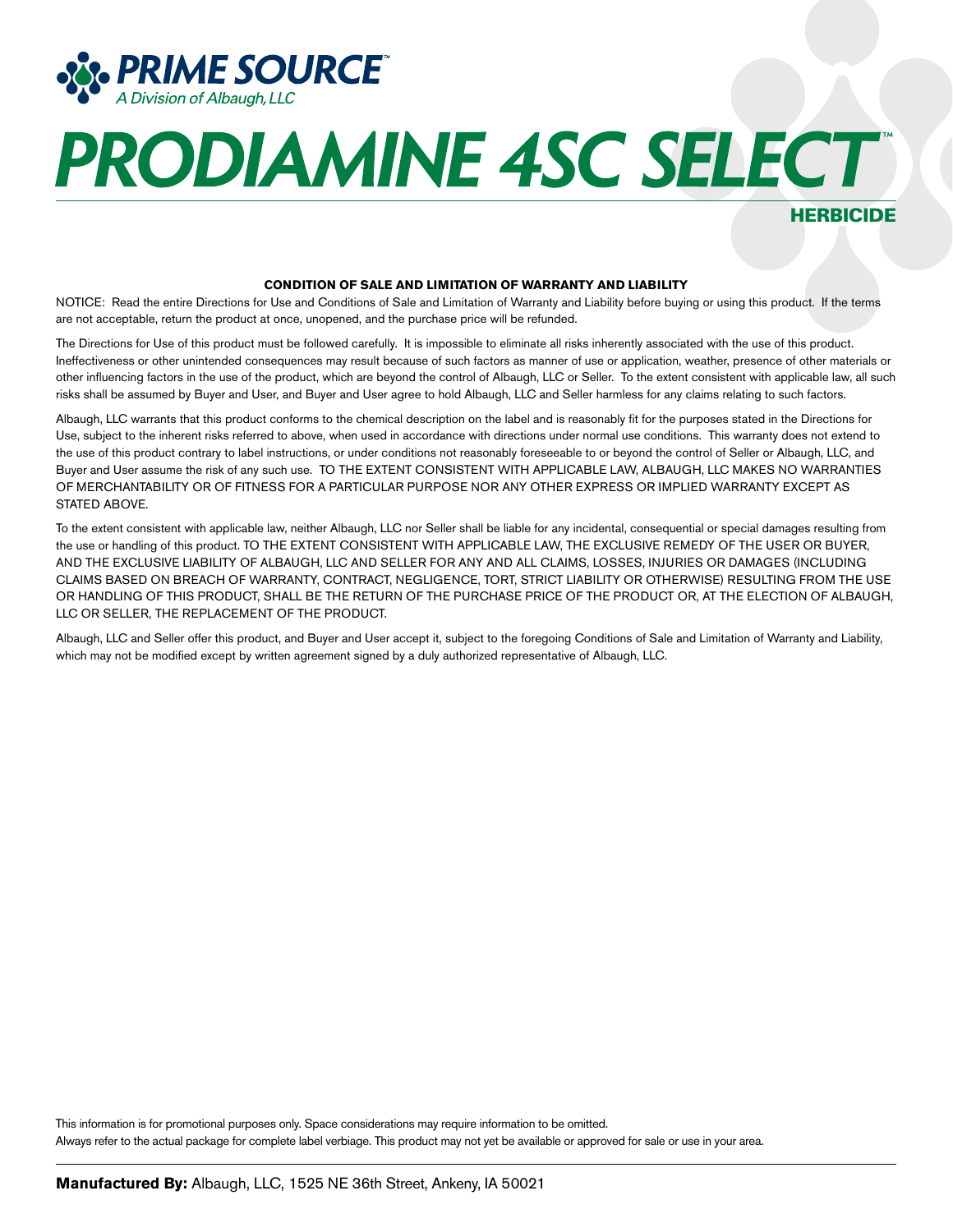**PRIME SOURCE™**
*A Division of Albaugh, LLC*

# PRODIAMINE 4SC SELECT™

## HERBICIDE

**CONDITION OF SALE AND LIMITATION OF WARRANTY AND LIABILITY**

NOTICE: Read the entire Directions for Use and Conditions of Sale and Limitation of Warranty and Liability before buying or using this product. If the terms are not acceptable, return the product at once, unopened, and the purchase price will be refunded.

The Directions for Use of this product must be followed carefully. It is impossible to eliminate all risks inherently associated with the use of this product. Ineffectiveness or other unintended consequences may result because of such factors as manner of use or application, weather, presence of other materials or other influencing factors in the use of the product, which are beyond the control of Albaugh, LLC or Seller. To the extent consistent with applicable law, all such risks shall be assumed by Buyer and User, and Buyer and User agree to hold Albaugh, LLC and Seller harmless for any claims relating to such factors.

Albaugh, LLC warrants that this product conforms to the chemical description on the label and is reasonably fit for the purposes stated in the Directions for Use, subject to the inherent risks referred to above, when used in accordance with directions under normal use conditions. This warranty does not extend to the use of this product contrary to label instructions, or under conditions not reasonably foreseeable to or beyond the control of Seller or Albaugh, LLC, and Buyer and User assume the risk of any such use. TO THE EXTENT CONSISTENT WITH APPLICABLE LAW, ALBAUGH, LLC MAKES NO WARRANTIES OF MERCHANTABILITY OR OF FITNESS FOR A PARTICULAR PURPOSE NOR ANY OTHER EXPRESS OR IMPLIED WARRANTY EXCEPT AS STATED ABOVE.

To the extent consistent with applicable law, neither Albaugh, LLC nor Seller shall be liable for any incidental, consequential or special damages resulting from the use or handling of this product. TO THE EXTENT CONSISTENT WITH APPLICABLE LAW, THE EXCLUSIVE REMEDY OF THE USER OR BUYER, AND THE EXCLUSIVE LIABILITY OF ALBAUGH, LLC AND SELLER FOR ANY AND ALL CLAIMS, LOSSES, INJURIES OR DAMAGES (INCLUDING CLAIMS BASED ON BREACH OF WARRANTY, CONTRACT, NEGLIGENCE, TORT, STRICT LIABILITY OR OTHERWISE) RESULTING FROM THE USE OR HANDLING OF THIS PRODUCT, SHALL BE THE RETURN OF THE PURCHASE PRICE OF THE PRODUCT OR, AT THE ELECTION OF ALBAUGH, LLC OR SELLER, THE REPLACEMENT OF THE PRODUCT.

Albaugh, LLC and Seller offer this product, and Buyer and User accept it, subject to the foregoing Conditions of Sale and Limitation of Warranty and Liability, which may not be modified except by written agreement signed by a duly authorized representative of Albaugh, LLC.

This information is for promotional purposes only. Space considerations may require information to be omitted.
Always refer to the actual package for complete label verbiage. This product may not yet be available or approved for sale or use in your area.

**Manufactured By:** Albaugh, LLC, 1525 NE 36th Street, Ankeny, IA 50021